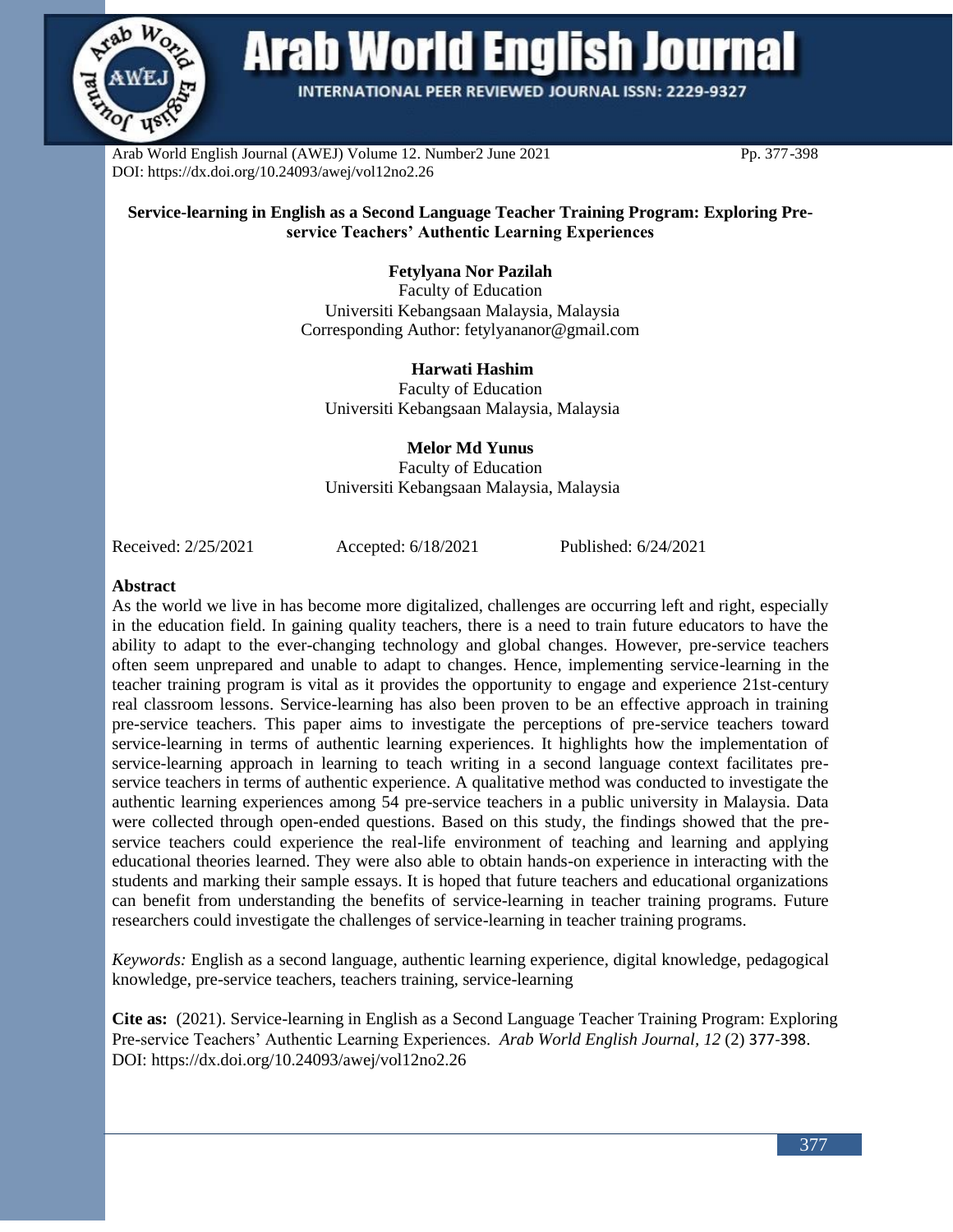# Service-learning in English as a Second Language Teacher Training Program: Exploring Pre-service Teachers' Authentic Learning Experiences

**Fetylyana Nor Pazilah**
Faculty of Education
Universiti Kebangsaan Malaysia, Malaysia
Corresponding Author: fetylyananor@gmail.com

**Harwati Hashim**
Faculty of Education
Universiti Kebangsaan Malaysia, Malaysia

**Melor Md Yunus**
Faculty of Education
Universiti Kebangsaan Malaysia, Malaysia

Received: 2/25/2021 Accepted: 6/18/2021 Published: 6/24/2021

## Abstract

As the world we live in has become more digitalized, challenges are occurring left and right, especially in the education field. In gaining quality teachers, there is a need to train future educators to have the ability to adapt to the ever-changing technology and global changes. However, pre-service teachers often seem unprepared and unable to adapt to changes. Hence, implementing service-learning in the teacher training program is vital as it provides the opportunity to engage and experience 21st-century real classroom lessons. Service-learning has also been proven to be an effective approach in training pre-service teachers. This paper aims to investigate the perceptions of pre-service teachers toward service-learning in terms of authentic learning experiences. It highlights how the implementation of service-learning approach in learning to teach writing in a second language context facilitates pre-service teachers in terms of authentic experience. A qualitative method was conducted to investigate the authentic learning experiences among 54 pre-service teachers in a public university in Malaysia. Data were collected through open-ended questions. Based on this study, the findings showed that the pre-service teachers could experience the real-life environment of teaching and learning and applying educational theories learned. They were also able to obtain hands-on experience in interacting with the students and marking their sample essays. It is hoped that future teachers and educational organizations can benefit from understanding the benefits of service-learning in teacher training programs. Future researchers could investigate the challenges of service-learning in teacher training programs.

*Keywords:* English as a second language, authentic learning experience, digital knowledge, pedagogical knowledge, pre-service teachers, teachers training, service-learning

**Cite as:** (2021). Service-learning in English as a Second Language Teacher Training Program: Exploring Pre-service Teachers' Authentic Learning Experiences. *Arab World English Journal, 12* (2) 377-398. DOI: https://dx.doi.org/10.24093/awej/vol12no2.26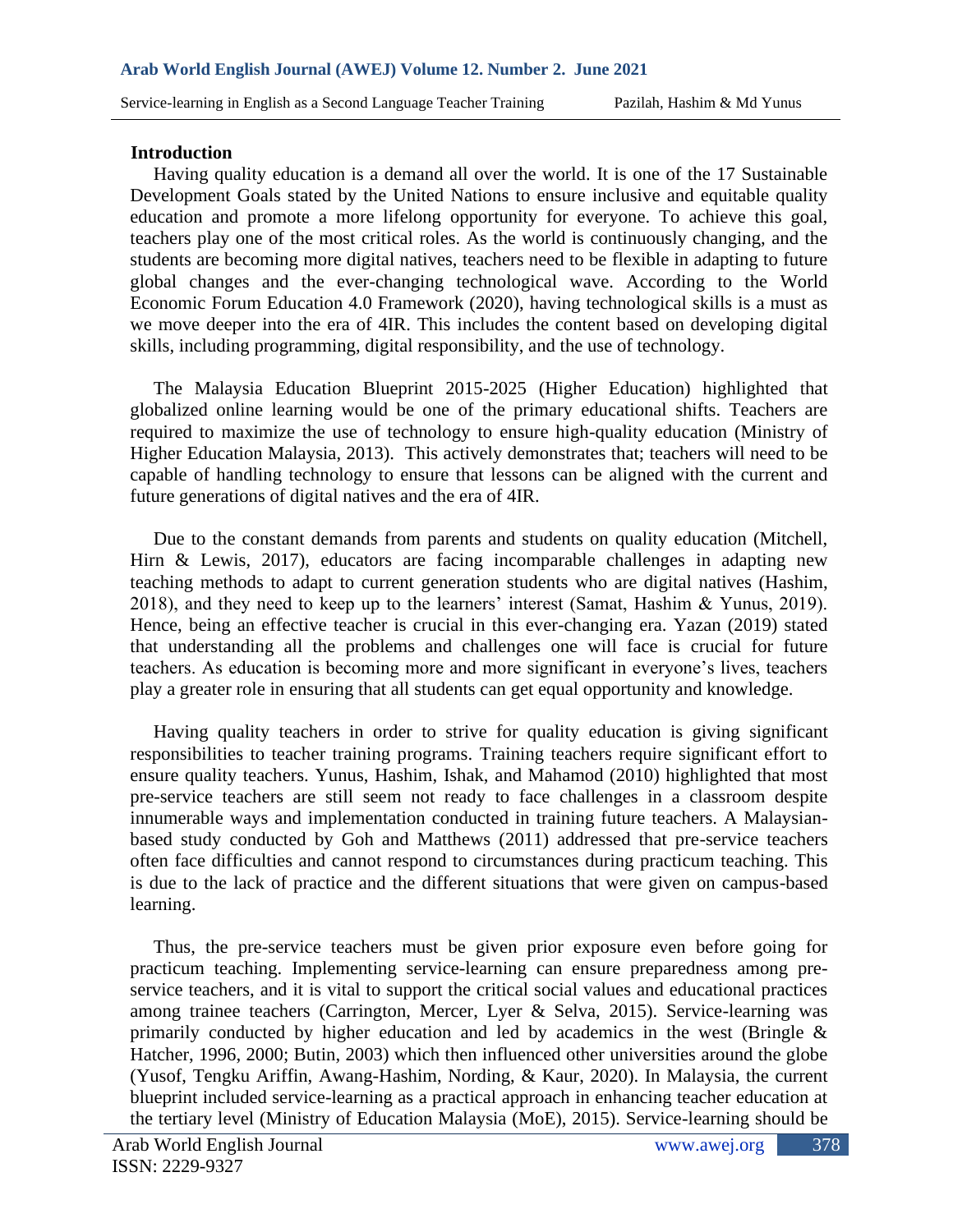## Introduction

Having quality education is a demand all over the world. It is one of the 17 Sustainable Development Goals stated by the United Nations to ensure inclusive and equitable quality education and promote a more lifelong opportunity for everyone. To achieve this goal, teachers play one of the most critical roles. As the world is continuously changing, and the students are becoming more digital natives, teachers need to be flexible in adapting to future global changes and the ever-changing technological wave. According to the World Economic Forum Education 4.0 Framework (2020), having technological skills is a must as we move deeper into the era of 4IR. This includes the content based on developing digital skills, including programming, digital responsibility, and the use of technology.

The Malaysia Education Blueprint 2015-2025 (Higher Education) highlighted that globalized online learning would be one of the primary educational shifts. Teachers are required to maximize the use of technology to ensure high-quality education (Ministry of Higher Education Malaysia, 2013). This actively demonstrates that; teachers will need to be capable of handling technology to ensure that lessons can be aligned with the current and future generations of digital natives and the era of 4IR.

Due to the constant demands from parents and students on quality education (Mitchell, Hirn & Lewis, 2017), educators are facing incomparable challenges in adapting new teaching methods to adapt to current generation students who are digital natives (Hashim, 2018), and they need to keep up to the learners' interest (Samat, Hashim & Yunus, 2019). Hence, being an effective teacher is crucial in this ever-changing era. Yazan (2019) stated that understanding all the problems and challenges one will face is crucial for future teachers. As education is becoming more and more significant in everyone's lives, teachers play a greater role in ensuring that all students can get equal opportunity and knowledge.

Having quality teachers in order to strive for quality education is giving significant responsibilities to teacher training programs. Training teachers require significant effort to ensure quality teachers. Yunus, Hashim, Ishak, and Mahamod (2010) highlighted that most pre-service teachers are still seem not ready to face challenges in a classroom despite innumerable ways and implementation conducted in training future teachers. A Malaysian-based study conducted by Goh and Matthews (2011) addressed that pre-service teachers often face difficulties and cannot respond to circumstances during practicum teaching. This is due to the lack of practice and the different situations that were given on campus-based learning.

Thus, the pre-service teachers must be given prior exposure even before going for practicum teaching. Implementing service-learning can ensure preparedness among pre-service teachers, and it is vital to support the critical social values and educational practices among trainee teachers (Carrington, Mercer, Lyer & Selva, 2015). Service-learning was primarily conducted by higher education and led by academics in the west (Bringle & Hatcher, 1996, 2000; Butin, 2003) which then influenced other universities around the globe (Yusof, Tengku Ariffin, Awang-Hashim, Nording, & Kaur, 2020). In Malaysia, the current blueprint included service-learning as a practical approach in enhancing teacher education at the tertiary level (Ministry of Education Malaysia (MoE), 2015). Service-learning should be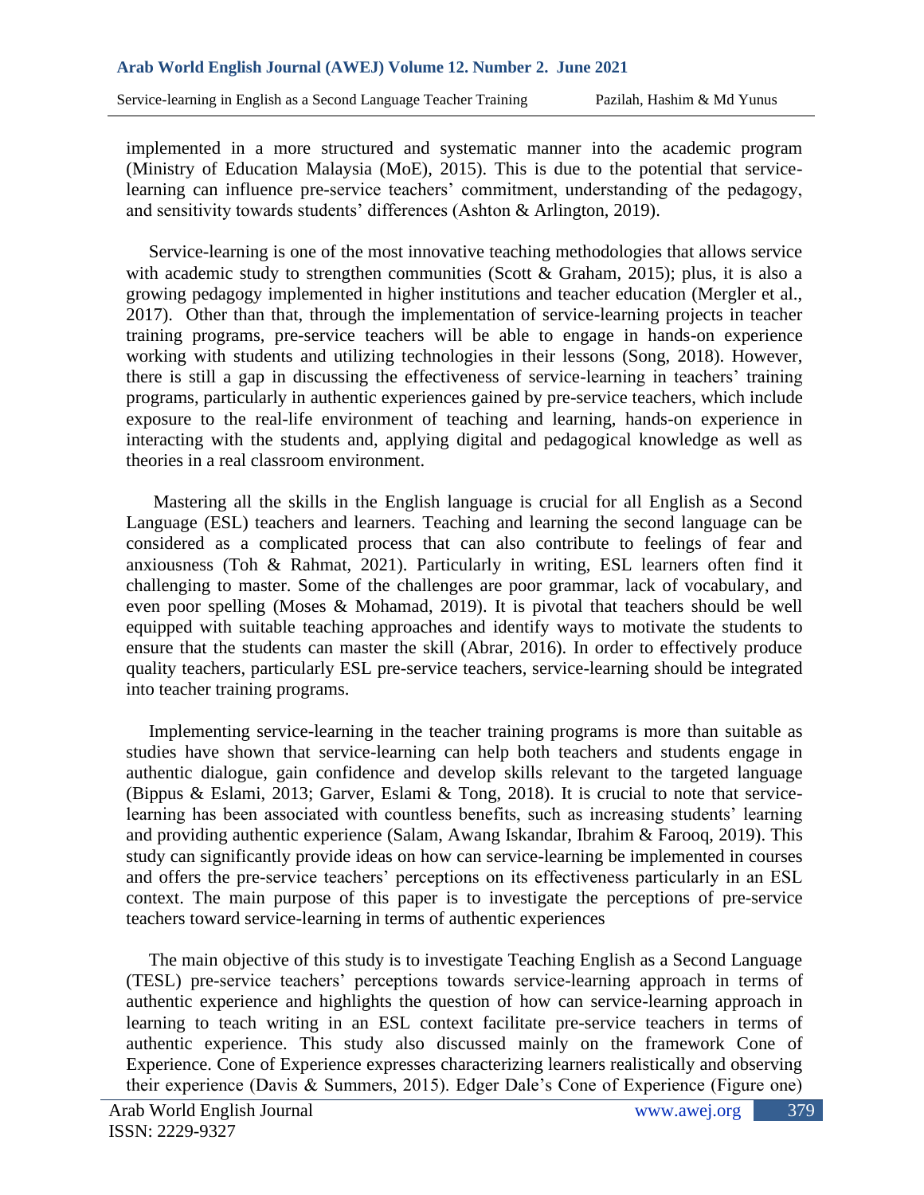implemented in a more structured and systematic manner into the academic program (Ministry of Education Malaysia (MoE), 2015). This is due to the potential that service-learning can influence pre-service teachers' commitment, understanding of the pedagogy, and sensitivity towards students' differences (Ashton & Arlington, 2019).

Service-learning is one of the most innovative teaching methodologies that allows service with academic study to strengthen communities (Scott & Graham, 2015); plus, it is also a growing pedagogy implemented in higher institutions and teacher education (Mergler et al., 2017). Other than that, through the implementation of service-learning projects in teacher training programs, pre-service teachers will be able to engage in hands-on experience working with students and utilizing technologies in their lessons (Song, 2018). However, there is still a gap in discussing the effectiveness of service-learning in teachers' training programs, particularly in authentic experiences gained by pre-service teachers, which include exposure to the real-life environment of teaching and learning, hands-on experience in interacting with the students and, applying digital and pedagogical knowledge as well as theories in a real classroom environment.

Mastering all the skills in the English language is crucial for all English as a Second Language (ESL) teachers and learners. Teaching and learning the second language can be considered as a complicated process that can also contribute to feelings of fear and anxiousness (Toh & Rahmat, 2021). Particularly in writing, ESL learners often find it challenging to master. Some of the challenges are poor grammar, lack of vocabulary, and even poor spelling (Moses & Mohamad, 2019). It is pivotal that teachers should be well equipped with suitable teaching approaches and identify ways to motivate the students to ensure that the students can master the skill (Abrar, 2016). In order to effectively produce quality teachers, particularly ESL pre-service teachers, service-learning should be integrated into teacher training programs.

Implementing service-learning in the teacher training programs is more than suitable as studies have shown that service-learning can help both teachers and students engage in authentic dialogue, gain confidence and develop skills relevant to the targeted language (Bippus & Eslami, 2013; Garver, Eslami & Tong, 2018). It is crucial to note that service-learning has been associated with countless benefits, such as increasing students' learning and providing authentic experience (Salam, Awang Iskandar, Ibrahim & Farooq, 2019). This study can significantly provide ideas on how can service-learning be implemented in courses and offers the pre-service teachers' perceptions on its effectiveness particularly in an ESL context. The main purpose of this paper is to investigate the perceptions of pre-service teachers toward service-learning in terms of authentic experiences

The main objective of this study is to investigate Teaching English as a Second Language (TESL) pre-service teachers' perceptions towards service-learning approach in terms of authentic experience and highlights the question of how can service-learning approach in learning to teach writing in an ESL context facilitate pre-service teachers in terms of authentic experience. This study also discussed mainly on the framework Cone of Experience. Cone of Experience expresses characterizing learners realistically and observing their experience (Davis & Summers, 2015). Edger Dale's Cone of Experience (Figure one)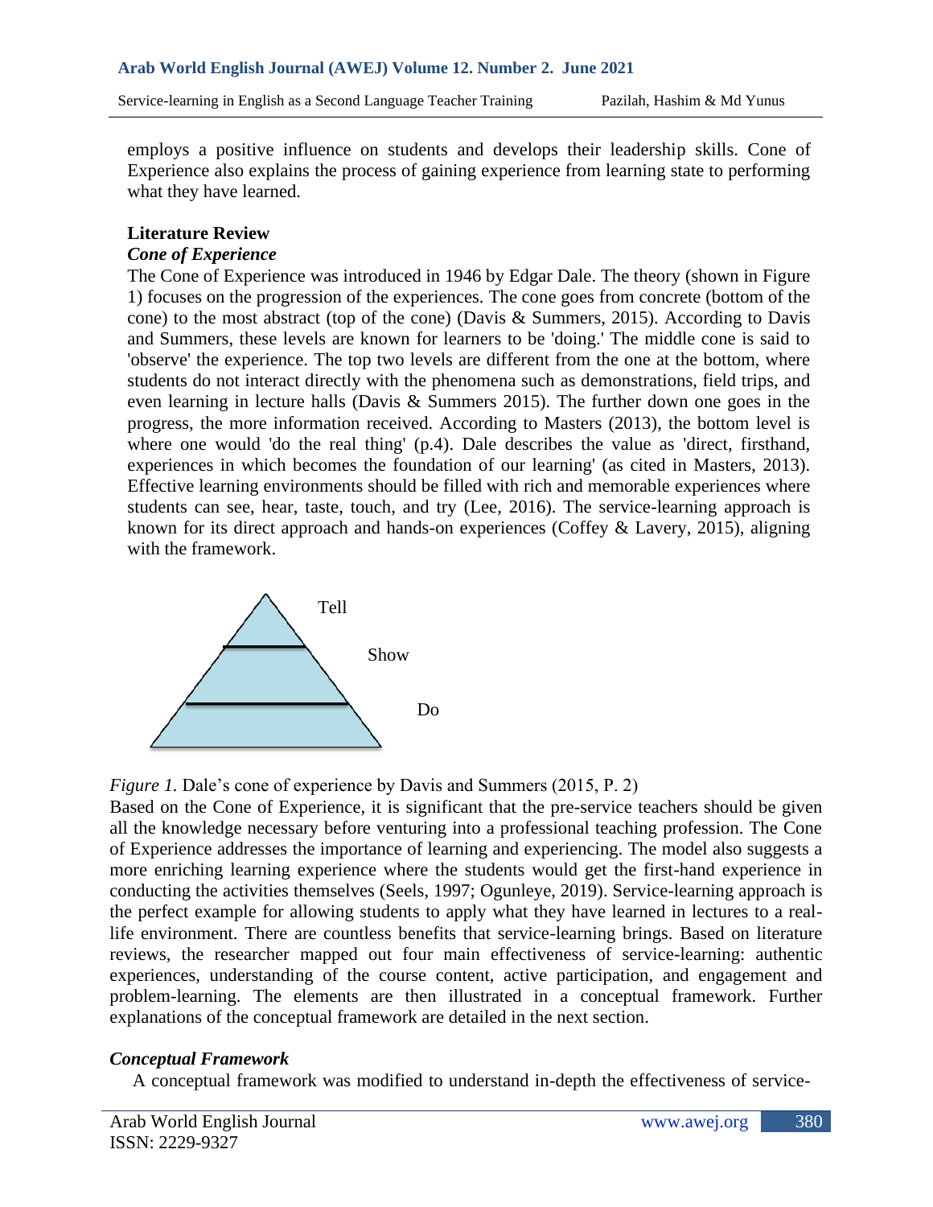employs a positive influence on students and develops their leadership skills. Cone of Experience also explains the process of gaining experience from learning state to performing what they have learned.

## Literature Review

### *Cone of Experience*

The Cone of Experience was introduced in 1946 by Edgar Dale. The theory (shown in Figure 1) focuses on the progression of the experiences. The cone goes from concrete (bottom of the cone) to the most abstract (top of the cone) (Davis & Summers, 2015). According to Davis and Summers, these levels are known for learners to be 'doing.' The middle cone is said to 'observe' the experience. The top two levels are different from the one at the bottom, where students do not interact directly with the phenomena such as demonstrations, field trips, and even learning in lecture halls (Davis & Summers 2015). The further down one goes in the progress, the more information received. According to Masters (2013), the bottom level is where one would 'do the real thing' (p.4). Dale describes the value as 'direct, firsthand, experiences in which becomes the foundation of our learning' (as cited in Masters, 2013). Effective learning environments should be filled with rich and memorable experiences where students can see, hear, taste, touch, and try (Lee, 2016). The service-learning approach is known for its direct approach and hands-on experiences (Coffey & Lavery, 2015), aligning with the framework.

Tell

Show

Do

*Figure 1.* Dale's cone of experience by Davis and Summers (2015, P. 2)

Based on the Cone of Experience, it is significant that the pre-service teachers should be given all the knowledge necessary before venturing into a professional teaching profession. The Cone of Experience addresses the importance of learning and experiencing. The model also suggests a more enriching learning experience where the students would get the first-hand experience in conducting the activities themselves (Seels, 1997; Ogunleye, 2019). Service-learning approach is the perfect example for allowing students to apply what they have learned in lectures to a real-life environment. There are countless benefits that service-learning brings. Based on literature reviews, the researcher mapped out four main effectiveness of service-learning: authentic experiences, understanding of the course content, active participation, and engagement and problem-learning. The elements are then illustrated in a conceptual framework. Further explanations of the conceptual framework are detailed in the next section.

### *Conceptual Framework*

A conceptual framework was modified to understand in-depth the effectiveness of service-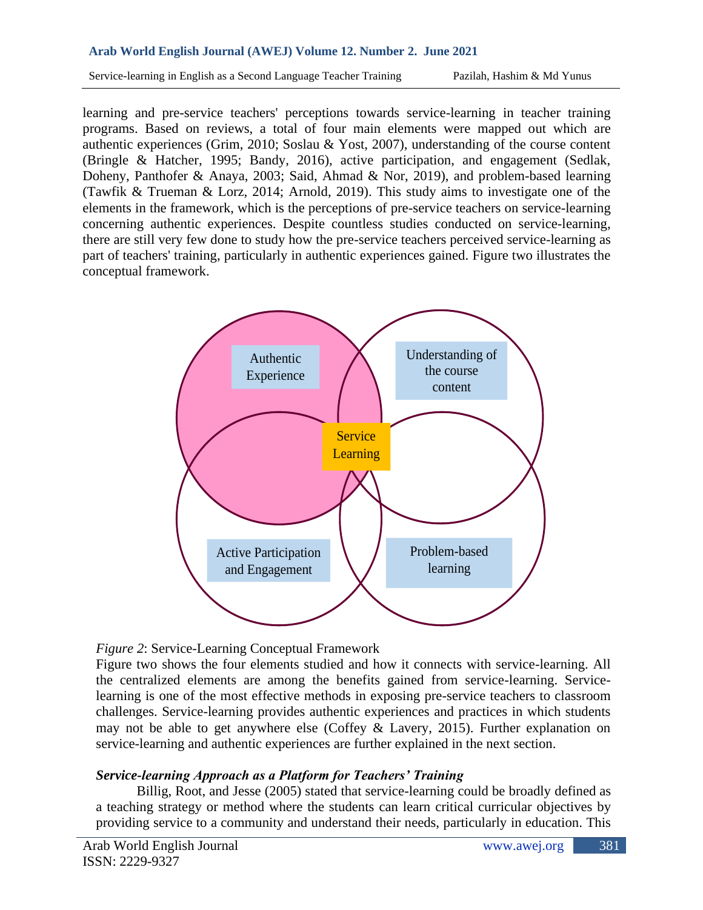learning and pre-service teachers' perceptions towards service-learning in teacher training programs. Based on reviews, a total of four main elements were mapped out which are authentic experiences (Grim, 2010; Soslau & Yost, 2007), understanding of the course content (Bringle & Hatcher, 1995; Bandy, 2016), active participation, and engagement (Sedlak, Doheny, Panthofer & Anaya, 2003; Said, Ahmad & Nor, 2019), and problem-based learning (Tawfik & Trueman & Lorz, 2014; Arnold, 2019). This study aims to investigate one of the elements in the framework, which is the perceptions of pre-service teachers on service-learning concerning authentic experiences. Despite countless studies conducted on service-learning, there are still very few done to study how the pre-service teachers perceived service-learning as part of teachers' training, particularly in authentic experiences gained. Figure two illustrates the conceptual framework.

*Figure 2*: Service-Learning Conceptual Framework

Figure two shows the four elements studied and how it connects with service-learning. All the centralized elements are among the benefits gained from service-learning. Service-learning is one of the most effective methods in exposing pre-service teachers to classroom challenges. Service-learning provides authentic experiences and practices in which students may not be able to get anywhere else (Coffey & Lavery, 2015). Further explanation on service-learning and authentic experiences are further explained in the next section.

### *Service-learning Approach as a Platform for Teachers' Training*

Billig, Root, and Jesse (2005) stated that service-learning could be broadly defined as a teaching strategy or method where the students can learn critical curricular objectives by providing service to a community and understand their needs, particularly in education. This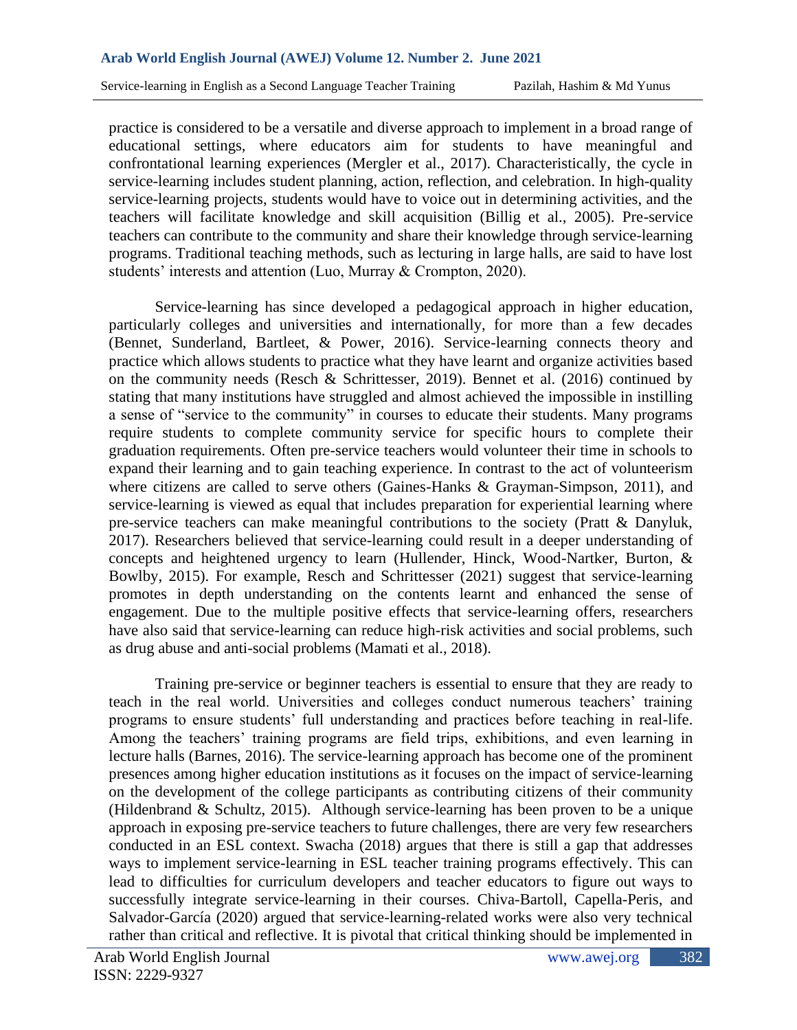practice is considered to be a versatile and diverse approach to implement in a broad range of educational settings, where educators aim for students to have meaningful and confrontational learning experiences (Mergler et al., 2017). Characteristically, the cycle in service-learning includes student planning, action, reflection, and celebration. In high-quality service-learning projects, students would have to voice out in determining activities, and the teachers will facilitate knowledge and skill acquisition (Billig et al., 2005). Pre-service teachers can contribute to the community and share their knowledge through service-learning programs. Traditional teaching methods, such as lecturing in large halls, are said to have lost students' interests and attention (Luo, Murray & Crompton, 2020).

Service-learning has since developed a pedagogical approach in higher education, particularly colleges and universities and internationally, for more than a few decades (Bennet, Sunderland, Bartleet, & Power, 2016). Service-learning connects theory and practice which allows students to practice what they have learnt and organize activities based on the community needs (Resch & Schrittesser, 2019). Bennet et al. (2016) continued by stating that many institutions have struggled and almost achieved the impossible in instilling a sense of "service to the community" in courses to educate their students. Many programs require students to complete community service for specific hours to complete their graduation requirements. Often pre-service teachers would volunteer their time in schools to expand their learning and to gain teaching experience. In contrast to the act of volunteerism where citizens are called to serve others (Gaines-Hanks & Grayman-Simpson, 2011), and service-learning is viewed as equal that includes preparation for experiential learning where pre-service teachers can make meaningful contributions to the society (Pratt & Danyluk, 2017). Researchers believed that service-learning could result in a deeper understanding of concepts and heightened urgency to learn (Hullender, Hinck, Wood-Nartker, Burton, & Bowlby, 2015). For example, Resch and Schrittesser (2021) suggest that service-learning promotes in depth understanding on the contents learnt and enhanced the sense of engagement. Due to the multiple positive effects that service-learning offers, researchers have also said that service-learning can reduce high-risk activities and social problems, such as drug abuse and anti-social problems (Mamati et al., 2018).

Training pre-service or beginner teachers is essential to ensure that they are ready to teach in the real world. Universities and colleges conduct numerous teachers' training programs to ensure students' full understanding and practices before teaching in real-life. Among the teachers' training programs are field trips, exhibitions, and even learning in lecture halls (Barnes, 2016). The service-learning approach has become one of the prominent presences among higher education institutions as it focuses on the impact of service-learning on the development of the college participants as contributing citizens of their community (Hildenbrand & Schultz, 2015). Although service-learning has been proven to be a unique approach in exposing pre-service teachers to future challenges, there are very few researchers conducted in an ESL context. Swacha (2018) argues that there is still a gap that addresses ways to implement service-learning in ESL teacher training programs effectively. This can lead to difficulties for curriculum developers and teacher educators to figure out ways to successfully integrate service-learning in their courses. Chiva-Bartoll, Capella-Peris, and Salvador-García (2020) argued that service-learning-related works were also very technical rather than critical and reflective. It is pivotal that critical thinking should be implemented in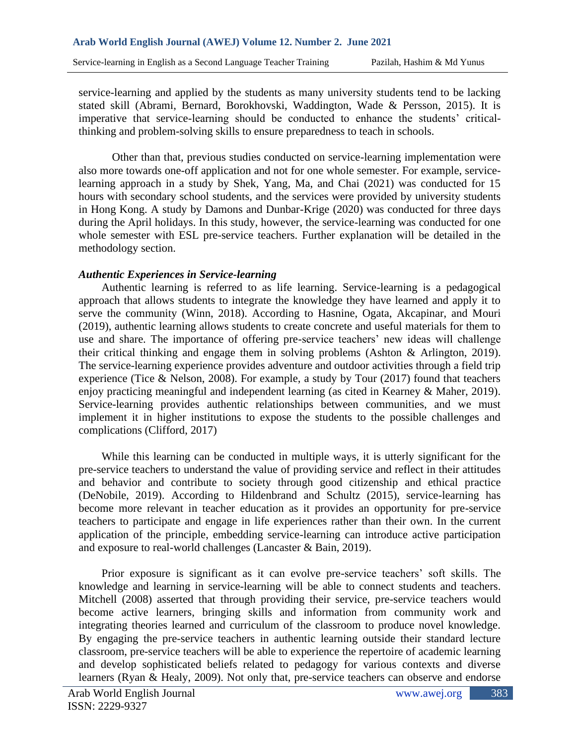service-learning and applied by the students as many university students tend to be lacking stated skill (Abrami, Bernard, Borokhovski, Waddington, Wade & Persson, 2015). It is imperative that service-learning should be conducted to enhance the students' critical-thinking and problem-solving skills to ensure preparedness to teach in schools.

Other than that, previous studies conducted on service-learning implementation were also more towards one-off application and not for one whole semester. For example, service-learning approach in a study by Shek, Yang, Ma, and Chai (2021) was conducted for 15 hours with secondary school students, and the services were provided by university students in Hong Kong. A study by Damons and Dunbar-Krige (2020) was conducted for three days during the April holidays. In this study, however, the service-learning was conducted for one whole semester with ESL pre-service teachers. Further explanation will be detailed in the methodology section.

### *Authentic Experiences in Service-learning*

Authentic learning is referred to as life learning. Service-learning is a pedagogical approach that allows students to integrate the knowledge they have learned and apply it to serve the community (Winn, 2018). According to Hasnine, Ogata, Akcapinar, and Mouri (2019), authentic learning allows students to create concrete and useful materials for them to use and share. The importance of offering pre-service teachers' new ideas will challenge their critical thinking and engage them in solving problems (Ashton & Arlington, 2019). The service-learning experience provides adventure and outdoor activities through a field trip experience (Tice & Nelson, 2008). For example, a study by Tour (2017) found that teachers enjoy practicing meaningful and independent learning (as cited in Kearney & Maher, 2019). Service-learning provides authentic relationships between communities, and we must implement it in higher institutions to expose the students to the possible challenges and complications (Clifford, 2017)

While this learning can be conducted in multiple ways, it is utterly significant for the pre-service teachers to understand the value of providing service and reflect in their attitudes and behavior and contribute to society through good citizenship and ethical practice (DeNobile, 2019). According to Hildenbrand and Schultz (2015), service-learning has become more relevant in teacher education as it provides an opportunity for pre-service teachers to participate and engage in life experiences rather than their own. In the current application of the principle, embedding service-learning can introduce active participation and exposure to real-world challenges (Lancaster & Bain, 2019).

Prior exposure is significant as it can evolve pre-service teachers' soft skills. The knowledge and learning in service-learning will be able to connect students and teachers. Mitchell (2008) asserted that through providing their service, pre-service teachers would become active learners, bringing skills and information from community work and integrating theories learned and curriculum of the classroom to produce novel knowledge. By engaging the pre-service teachers in authentic learning outside their standard lecture classroom, pre-service teachers will be able to experience the repertoire of academic learning and develop sophisticated beliefs related to pedagogy for various contexts and diverse learners (Ryan & Healy, 2009). Not only that, pre-service teachers can observe and endorse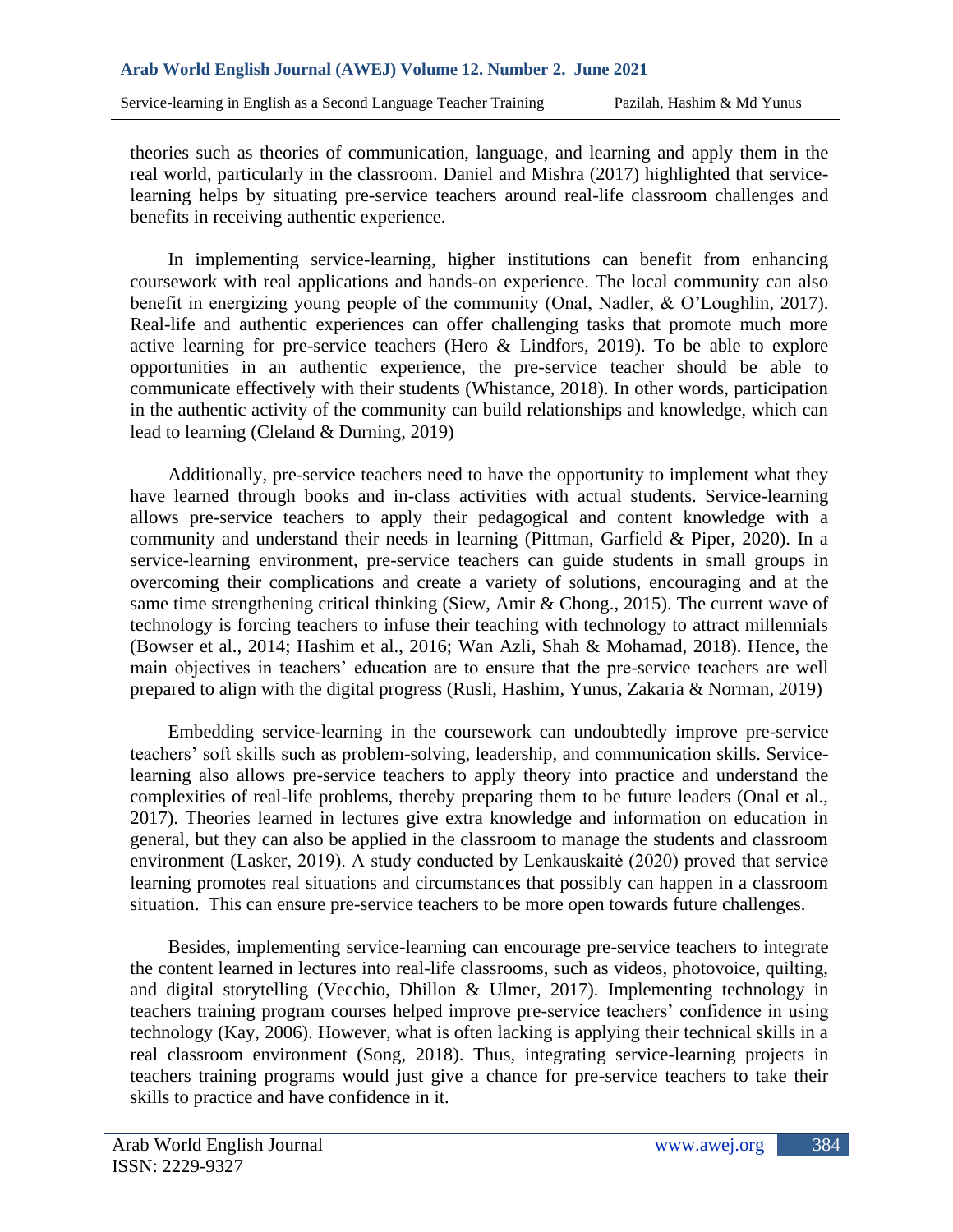theories such as theories of communication, language, and learning and apply them in the real world, particularly in the classroom. Daniel and Mishra (2017) highlighted that service-learning helps by situating pre-service teachers around real-life classroom challenges and benefits in receiving authentic experience.

In implementing service-learning, higher institutions can benefit from enhancing coursework with real applications and hands-on experience. The local community can also benefit in energizing young people of the community (Onal, Nadler, & O'Loughlin, 2017). Real-life and authentic experiences can offer challenging tasks that promote much more active learning for pre-service teachers (Hero & Lindfors, 2019). To be able to explore opportunities in an authentic experience, the pre-service teacher should be able to communicate effectively with their students (Whistance, 2018). In other words, participation in the authentic activity of the community can build relationships and knowledge, which can lead to learning (Cleland & Durning, 2019)

Additionally, pre-service teachers need to have the opportunity to implement what they have learned through books and in-class activities with actual students. Service-learning allows pre-service teachers to apply their pedagogical and content knowledge with a community and understand their needs in learning (Pittman, Garfield & Piper, 2020). In a service-learning environment, pre-service teachers can guide students in small groups in overcoming their complications and create a variety of solutions, encouraging and at the same time strengthening critical thinking (Siew, Amir & Chong., 2015). The current wave of technology is forcing teachers to infuse their teaching with technology to attract millennials (Bowser et al., 2014; Hashim et al., 2016; Wan Azli, Shah & Mohamad, 2018). Hence, the main objectives in teachers' education are to ensure that the pre-service teachers are well prepared to align with the digital progress (Rusli, Hashim, Yunus, Zakaria & Norman, 2019)

Embedding service-learning in the coursework can undoubtedly improve pre-service teachers' soft skills such as problem-solving, leadership, and communication skills. Service-learning also allows pre-service teachers to apply theory into practice and understand the complexities of real-life problems, thereby preparing them to be future leaders (Onal et al., 2017). Theories learned in lectures give extra knowledge and information on education in general, but they can also be applied in the classroom to manage the students and classroom environment (Lasker, 2019). A study conducted by Lenkauskaitė (2020) proved that service learning promotes real situations and circumstances that possibly can happen in a classroom situation. This can ensure pre-service teachers to be more open towards future challenges.

Besides, implementing service-learning can encourage pre-service teachers to integrate the content learned in lectures into real-life classrooms, such as videos, photovoice, quilting, and digital storytelling (Vecchio, Dhillon & Ulmer, 2017). Implementing technology in teachers training program courses helped improve pre-service teachers' confidence in using technology (Kay, 2006). However, what is often lacking is applying their technical skills in a real classroom environment (Song, 2018). Thus, integrating service-learning projects in teachers training programs would just give a chance for pre-service teachers to take their skills to practice and have confidence in it.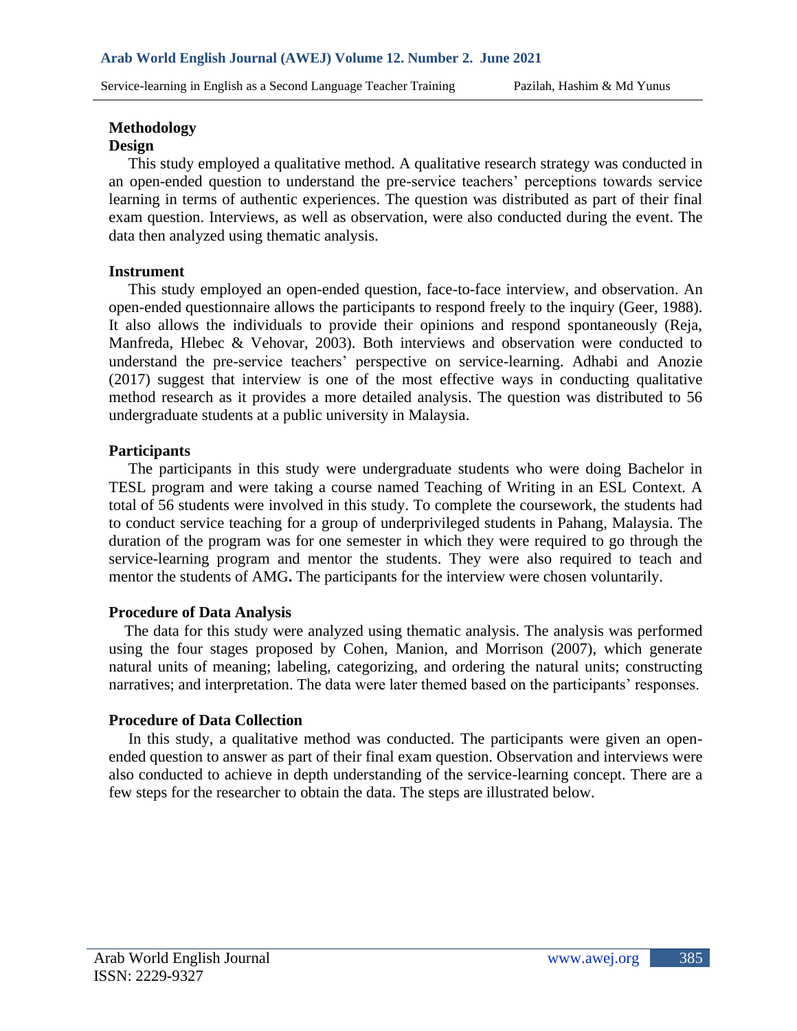## Methodology

### Design

This study employed a qualitative method. A qualitative research strategy was conducted in an open-ended question to understand the pre-service teachers' perceptions towards service learning in terms of authentic experiences. The question was distributed as part of their final exam question. Interviews, as well as observation, were also conducted during the event. The data then analyzed using thematic analysis.

### Instrument

This study employed an open-ended question, face-to-face interview, and observation. An open-ended questionnaire allows the participants to respond freely to the inquiry (Geer, 1988). It also allows the individuals to provide their opinions and respond spontaneously (Reja, Manfreda, Hlebec & Vehovar, 2003). Both interviews and observation were conducted to understand the pre-service teachers' perspective on service-learning. Adhabi and Anozie (2017) suggest that interview is one of the most effective ways in conducting qualitative method research as it provides a more detailed analysis. The question was distributed to 56 undergraduate students at a public university in Malaysia.

### Participants

The participants in this study were undergraduate students who were doing Bachelor in TESL program and were taking a course named Teaching of Writing in an ESL Context. A total of 56 students were involved in this study. To complete the coursework, the students had to conduct service teaching for a group of underprivileged students in Pahang, Malaysia. The duration of the program was for one semester in which they were required to go through the service-learning program and mentor the students. They were also required to teach and mentor the students of AMG**.** The participants for the interview were chosen voluntarily.

### Procedure of Data Analysis

The data for this study were analyzed using thematic analysis. The analysis was performed using the four stages proposed by Cohen, Manion, and Morrison (2007), which generate natural units of meaning; labeling, categorizing, and ordering the natural units; constructing narratives; and interpretation. The data were later themed based on the participants' responses.

### Procedure of Data Collection

In this study, a qualitative method was conducted. The participants were given an open-ended question to answer as part of their final exam question. Observation and interviews were also conducted to achieve in depth understanding of the service-learning concept. There are a few steps for the researcher to obtain the data. The steps are illustrated below.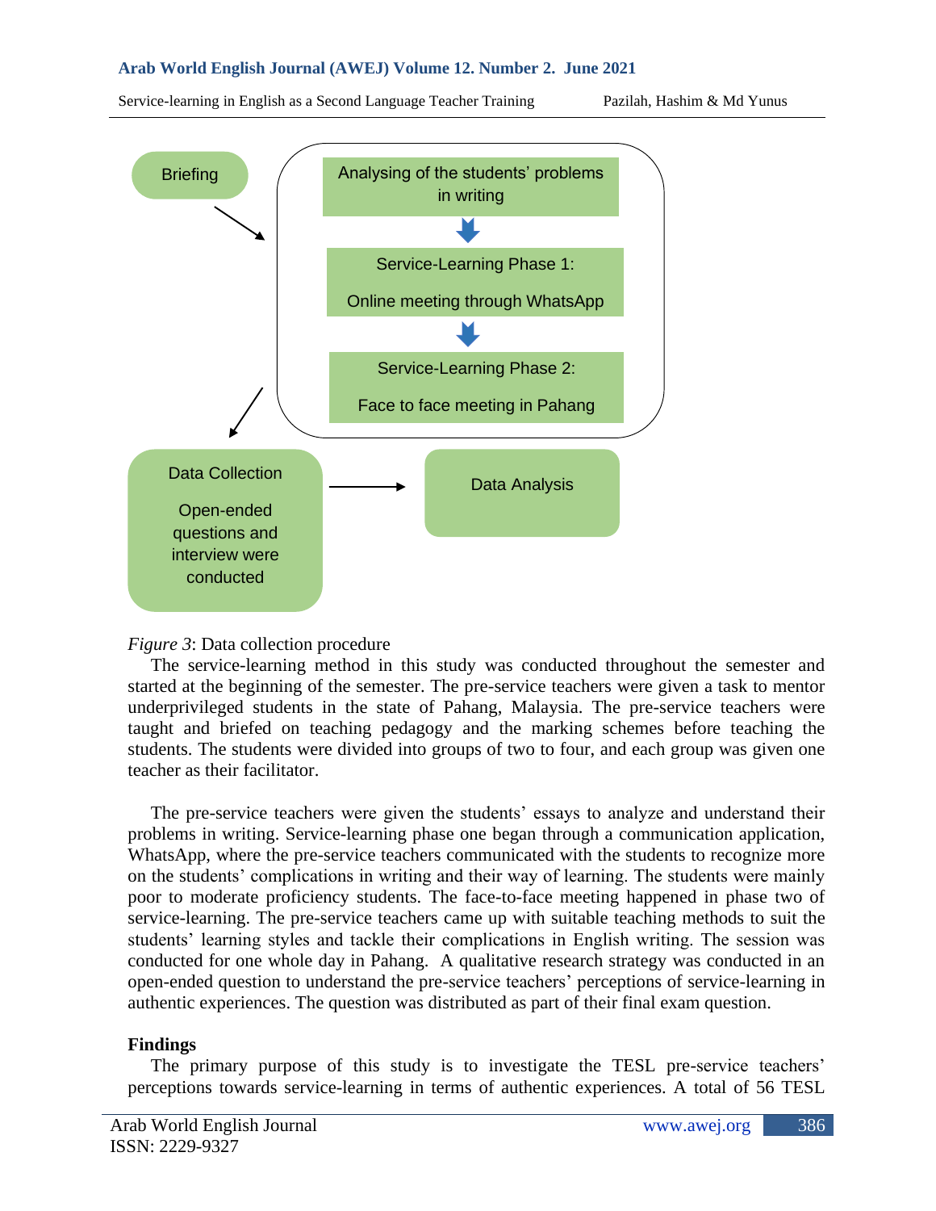Briefing

Analysing of the students' problems in writing

Service-Learning Phase 1: Online meeting through WhatsApp

Service-Learning Phase 2: Face to face meeting in Pahang

Data Collection

Open-ended questions and interview were conducted

Data Analysis

*Figure 3*: Data collection procedure

The service-learning method in this study was conducted throughout the semester and started at the beginning of the semester. The pre-service teachers were given a task to mentor underprivileged students in the state of Pahang, Malaysia. The pre-service teachers were taught and briefed on teaching pedagogy and the marking schemes before teaching the students. The students were divided into groups of two to four, and each group was given one teacher as their facilitator.

The pre-service teachers were given the students' essays to analyze and understand their problems in writing. Service-learning phase one began through a communication application, WhatsApp, where the pre-service teachers communicated with the students to recognize more on the students' complications in writing and their way of learning. The students were mainly poor to moderate proficiency students. The face-to-face meeting happened in phase two of service-learning. The pre-service teachers came up with suitable teaching methods to suit the students' learning styles and tackle their complications in English writing. The session was conducted for one whole day in Pahang. A qualitative research strategy was conducted in an open-ended question to understand the pre-service teachers' perceptions of service-learning in authentic experiences. The question was distributed as part of their final exam question.

## Findings

The primary purpose of this study is to investigate the TESL pre-service teachers' perceptions towards service-learning in terms of authentic experiences. A total of 56 TESL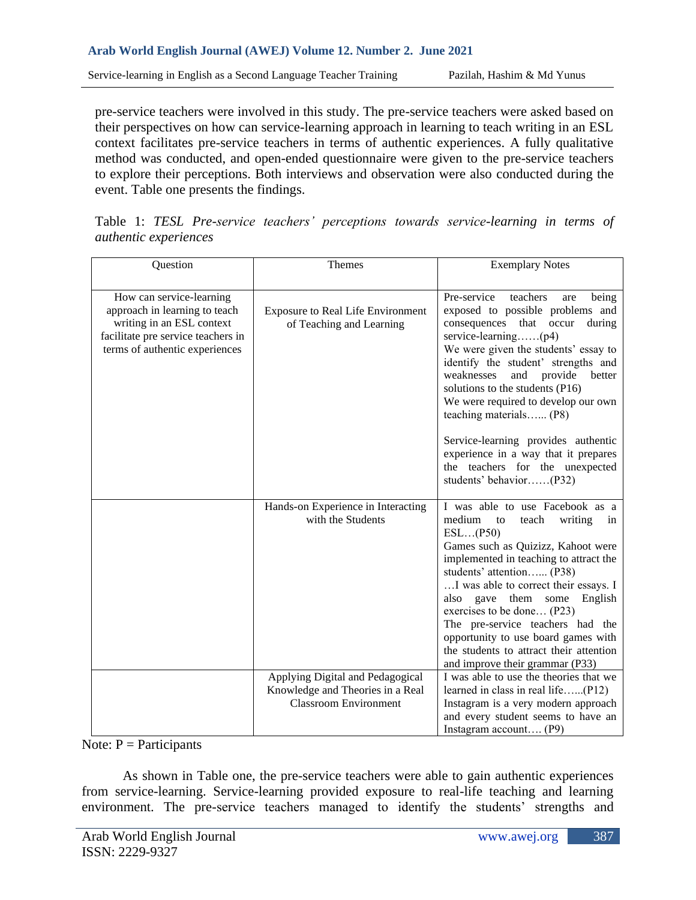pre-service teachers were involved in this study. The pre-service teachers were asked based on their perspectives on how can service-learning approach in learning to teach writing in an ESL context facilitates pre-service teachers in terms of authentic experiences. A fully qualitative method was conducted, and open-ended questionnaire were given to the pre-service teachers to explore their perceptions. Both interviews and observation were also conducted during the event. Table one presents the findings.

Table 1: *TESL Pre-service teachers' perceptions towards service-learning in terms of authentic experiences*

| Question | Themes | Exemplary Notes |
|---|---|---|
| How can service-learning approach in learning to teach writing in an ESL context facilitate pre service teachers in terms of authentic experiences | Exposure to Real Life Environment of Teaching and Learning | Pre-service teachers are being exposed to possible problems and consequences that occur during service-learning……(p4)<br>We were given the students' essay to identify the student' strengths and weaknesses and provide better solutions to the students (P16)<br>We were required to develop our own teaching materials…... (P8)<br><br>Service-learning provides authentic experience in a way that it prepares the teachers for the unexpected students' behavior……(P32) |
| | Hands-on Experience in Interacting with the Students | I was able to use Facebook as a medium to teach writing in ESL…(P50)<br>Games such as Quizizz, Kahoot were implemented in teaching to attract the students' attention…... (P38)<br>…I was able to correct their essays. I also gave them some English exercises to be done… (P23)<br>The pre-service teachers had the opportunity to use board games with the students to attract their attention and improve their grammar (P33) |
| | Applying Digital and Pedagogical Knowledge and Theories in a Real Classroom Environment | I was able to use the theories that we learned in class in real life…...(P12)<br>Instagram is a very modern approach and every student seems to have an Instagram account…. (P9) |

Note: P = Participants

As shown in Table one, the pre-service teachers were able to gain authentic experiences from service-learning. Service-learning provided exposure to real-life teaching and learning environment. The pre-service teachers managed to identify the students' strengths and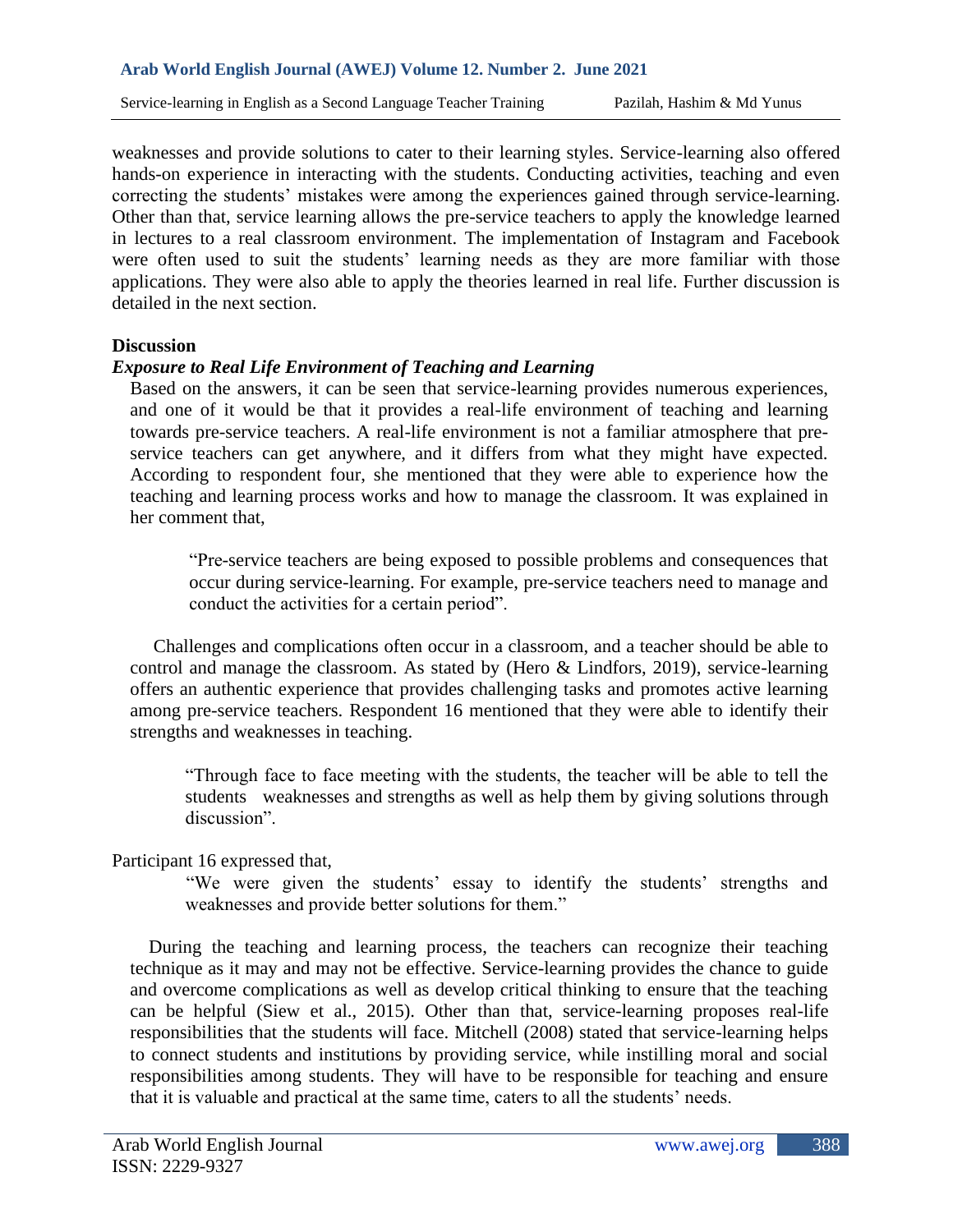weaknesses and provide solutions to cater to their learning styles. Service-learning also offered hands-on experience in interacting with the students. Conducting activities, teaching and even correcting the students' mistakes were among the experiences gained through service-learning. Other than that, service learning allows the pre-service teachers to apply the knowledge learned in lectures to a real classroom environment. The implementation of Instagram and Facebook were often used to suit the students' learning needs as they are more familiar with those applications. They were also able to apply the theories learned in real life. Further discussion is detailed in the next section.

## Discussion

### *Exposure to Real Life Environment of Teaching and Learning*

Based on the answers, it can be seen that service-learning provides numerous experiences, and one of it would be that it provides a real-life environment of teaching and learning towards pre-service teachers. A real-life environment is not a familiar atmosphere that pre-service teachers can get anywhere, and it differs from what they might have expected. According to respondent four, she mentioned that they were able to experience how the teaching and learning process works and how to manage the classroom. It was explained in her comment that,

> "Pre-service teachers are being exposed to possible problems and consequences that occur during service-learning. For example, pre-service teachers need to manage and conduct the activities for a certain period".

Challenges and complications often occur in a classroom, and a teacher should be able to control and manage the classroom. As stated by (Hero & Lindfors, 2019), service-learning offers an authentic experience that provides challenging tasks and promotes active learning among pre-service teachers. Respondent 16 mentioned that they were able to identify their strengths and weaknesses in teaching.

> "Through face to face meeting with the students, the teacher will be able to tell the students weaknesses and strengths as well as help them by giving solutions through discussion".

Participant 16 expressed that,

> "We were given the students' essay to identify the students' strengths and weaknesses and provide better solutions for them."

During the teaching and learning process, the teachers can recognize their teaching technique as it may and may not be effective. Service-learning provides the chance to guide and overcome complications as well as develop critical thinking to ensure that the teaching can be helpful (Siew et al., 2015). Other than that, service-learning proposes real-life responsibilities that the students will face. Mitchell (2008) stated that service-learning helps to connect students and institutions by providing service, while instilling moral and social responsibilities among students. They will have to be responsible for teaching and ensure that it is valuable and practical at the same time, caters to all the students' needs.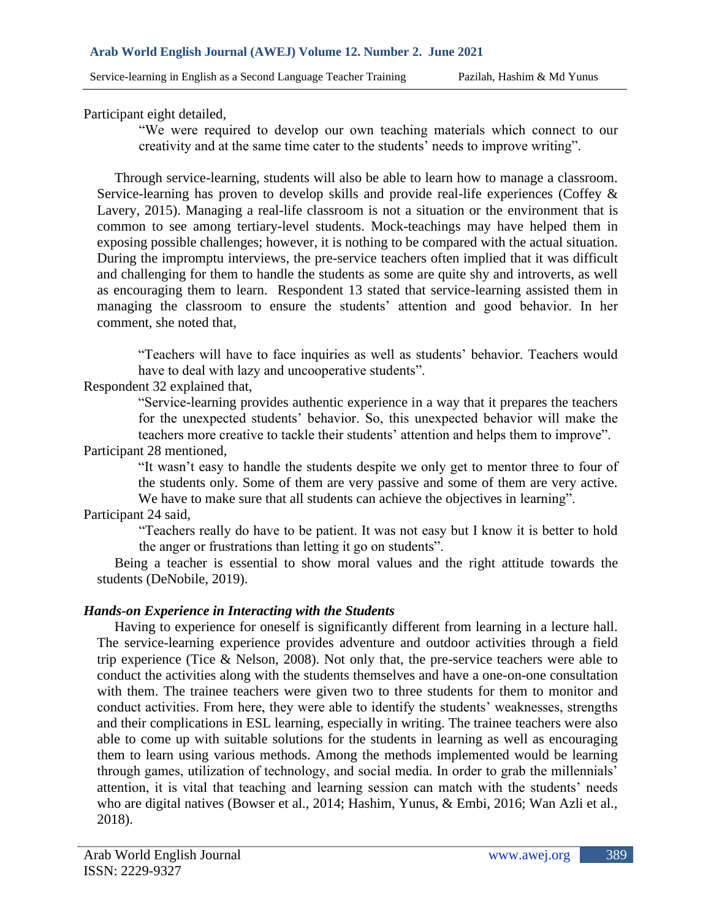Participant eight detailed,

> "We were required to develop our own teaching materials which connect to our creativity and at the same time cater to the students' needs to improve writing".

Through service-learning, students will also be able to learn how to manage a classroom. Service-learning has proven to develop skills and provide real-life experiences (Coffey & Lavery, 2015). Managing a real-life classroom is not a situation or the environment that is common to see among tertiary-level students. Mock-teachings may have helped them in exposing possible challenges; however, it is nothing to be compared with the actual situation. During the impromptu interviews, the pre-service teachers often implied that it was difficult and challenging for them to handle the students as some are quite shy and introverts, as well as encouraging them to learn. Respondent 13 stated that service-learning assisted them in managing the classroom to ensure the students' attention and good behavior. In her comment, she noted that,

> "Teachers will have to face inquiries as well as students' behavior. Teachers would have to deal with lazy and uncooperative students".

Respondent 32 explained that,

> "Service-learning provides authentic experience in a way that it prepares the teachers for the unexpected students' behavior. So, this unexpected behavior will make the teachers more creative to tackle their students' attention and helps them to improve".

Participant 28 mentioned,

> "It wasn't easy to handle the students despite we only get to mentor three to four of the students only. Some of them are very passive and some of them are very active. We have to make sure that all students can achieve the objectives in learning".

Participant 24 said,

> "Teachers really do have to be patient. It was not easy but I know it is better to hold the anger or frustrations than letting it go on students".

Being a teacher is essential to show moral values and the right attitude towards the students (DeNobile, 2019).

### *Hands-on Experience in Interacting with the Students*

Having to experience for oneself is significantly different from learning in a lecture hall. The service-learning experience provides adventure and outdoor activities through a field trip experience (Tice & Nelson, 2008). Not only that, the pre-service teachers were able to conduct the activities along with the students themselves and have a one-on-one consultation with them. The trainee teachers were given two to three students for them to monitor and conduct activities. From here, they were able to identify the students' weaknesses, strengths and their complications in ESL learning, especially in writing. The trainee teachers were also able to come up with suitable solutions for the students in learning as well as encouraging them to learn using various methods. Among the methods implemented would be learning through games, utilization of technology, and social media. In order to grab the millennials' attention, it is vital that teaching and learning session can match with the students' needs who are digital natives (Bowser et al., 2014; Hashim, Yunus, & Embi, 2016; Wan Azli et al., 2018).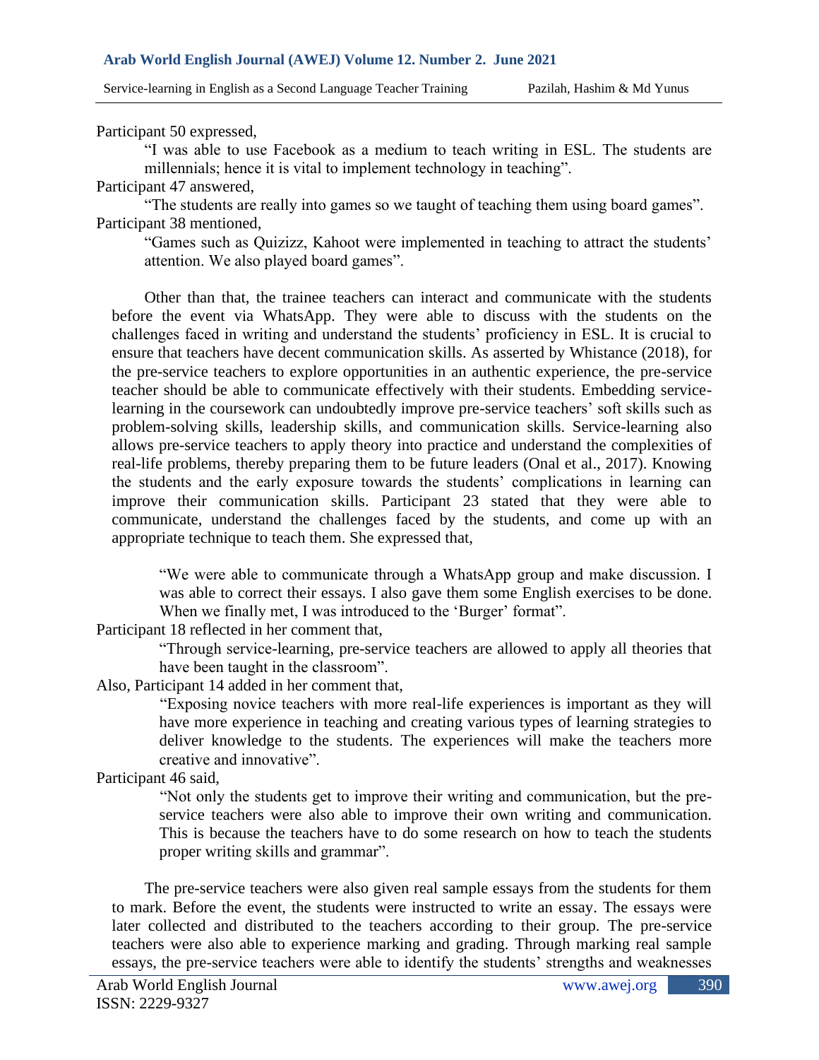Participant 50 expressed,

> "I was able to use Facebook as a medium to teach writing in ESL. The students are millennials; hence it is vital to implement technology in teaching".

Participant 47 answered,

> "The students are really into games so we taught of teaching them using board games".

Participant 38 mentioned,

> "Games such as Quizizz, Kahoot were implemented in teaching to attract the students' attention. We also played board games".

Other than that, the trainee teachers can interact and communicate with the students before the event via WhatsApp. They were able to discuss with the students on the challenges faced in writing and understand the students' proficiency in ESL. It is crucial to ensure that teachers have decent communication skills. As asserted by Whistance (2018), for the pre-service teachers to explore opportunities in an authentic experience, the pre-service teacher should be able to communicate effectively with their students. Embedding service-learning in the coursework can undoubtedly improve pre-service teachers' soft skills such as problem-solving skills, leadership skills, and communication skills. Service-learning also allows pre-service teachers to apply theory into practice and understand the complexities of real-life problems, thereby preparing them to be future leaders (Onal et al., 2017). Knowing the students and the early exposure towards the students' complications in learning can improve their communication skills. Participant 23 stated that they were able to communicate, understand the challenges faced by the students, and come up with an appropriate technique to teach them. She expressed that,

> "We were able to communicate through a WhatsApp group and make discussion. I was able to correct their essays. I also gave them some English exercises to be done. When we finally met, I was introduced to the 'Burger' format".

Participant 18 reflected in her comment that,

> "Through service-learning, pre-service teachers are allowed to apply all theories that have been taught in the classroom".

Also, Participant 14 added in her comment that,

> "Exposing novice teachers with more real-life experiences is important as they will have more experience in teaching and creating various types of learning strategies to deliver knowledge to the students. The experiences will make the teachers more creative and innovative".

Participant 46 said,

> "Not only the students get to improve their writing and communication, but the pre-service teachers were also able to improve their own writing and communication. This is because the teachers have to do some research on how to teach the students proper writing skills and grammar".

The pre-service teachers were also given real sample essays from the students for them to mark. Before the event, the students were instructed to write an essay. The essays were later collected and distributed to the teachers according to their group. The pre-service teachers were also able to experience marking and grading. Through marking real sample essays, the pre-service teachers were able to identify the students' strengths and weaknesses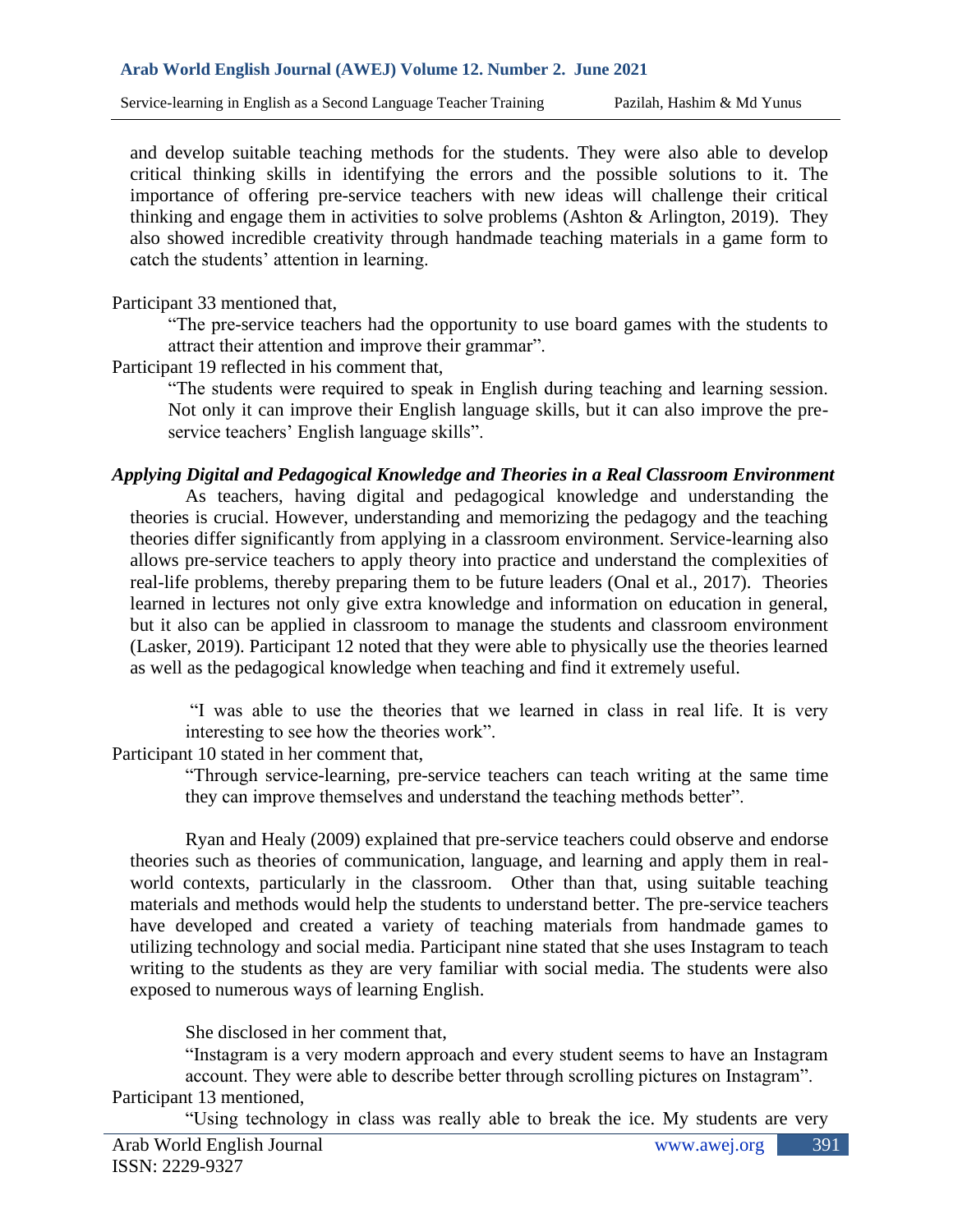and develop suitable teaching methods for the students. They were also able to develop critical thinking skills in identifying the errors and the possible solutions to it. The importance of offering pre-service teachers with new ideas will challenge their critical thinking and engage them in activities to solve problems (Ashton & Arlington, 2019). They also showed incredible creativity through handmade teaching materials in a game form to catch the students' attention in learning.

Participant 33 mentioned that,

> "The pre-service teachers had the opportunity to use board games with the students to attract their attention and improve their grammar".

Participant 19 reflected in his comment that,

> "The students were required to speak in English during teaching and learning session. Not only it can improve their English language skills, but it can also improve the pre-service teachers' English language skills".

### *Applying Digital and Pedagogical Knowledge and Theories in a Real Classroom Environment*

As teachers, having digital and pedagogical knowledge and understanding the theories is crucial. However, understanding and memorizing the pedagogy and the teaching theories differ significantly from applying in a classroom environment. Service-learning also allows pre-service teachers to apply theory into practice and understand the complexities of real-life problems, thereby preparing them to be future leaders (Onal et al., 2017). Theories learned in lectures not only give extra knowledge and information on education in general, but it also can be applied in classroom to manage the students and classroom environment (Lasker, 2019). Participant 12 noted that they were able to physically use the theories learned as well as the pedagogical knowledge when teaching and find it extremely useful.

> "I was able to use the theories that we learned in class in real life. It is very interesting to see how the theories work".

Participant 10 stated in her comment that,

> "Through service-learning, pre-service teachers can teach writing at the same time they can improve themselves and understand the teaching methods better".

Ryan and Healy (2009) explained that pre-service teachers could observe and endorse theories such as theories of communication, language, and learning and apply them in real-world contexts, particularly in the classroom. Other than that, using suitable teaching materials and methods would help the students to understand better. The pre-service teachers have developed and created a variety of teaching materials from handmade games to utilizing technology and social media. Participant nine stated that she uses Instagram to teach writing to the students as they are very familiar with social media. The students were also exposed to numerous ways of learning English.

She disclosed in her comment that,

> "Instagram is a very modern approach and every student seems to have an Instagram account. They were able to describe better through scrolling pictures on Instagram".

Participant 13 mentioned,

> "Using technology in class was really able to break the ice. My students are very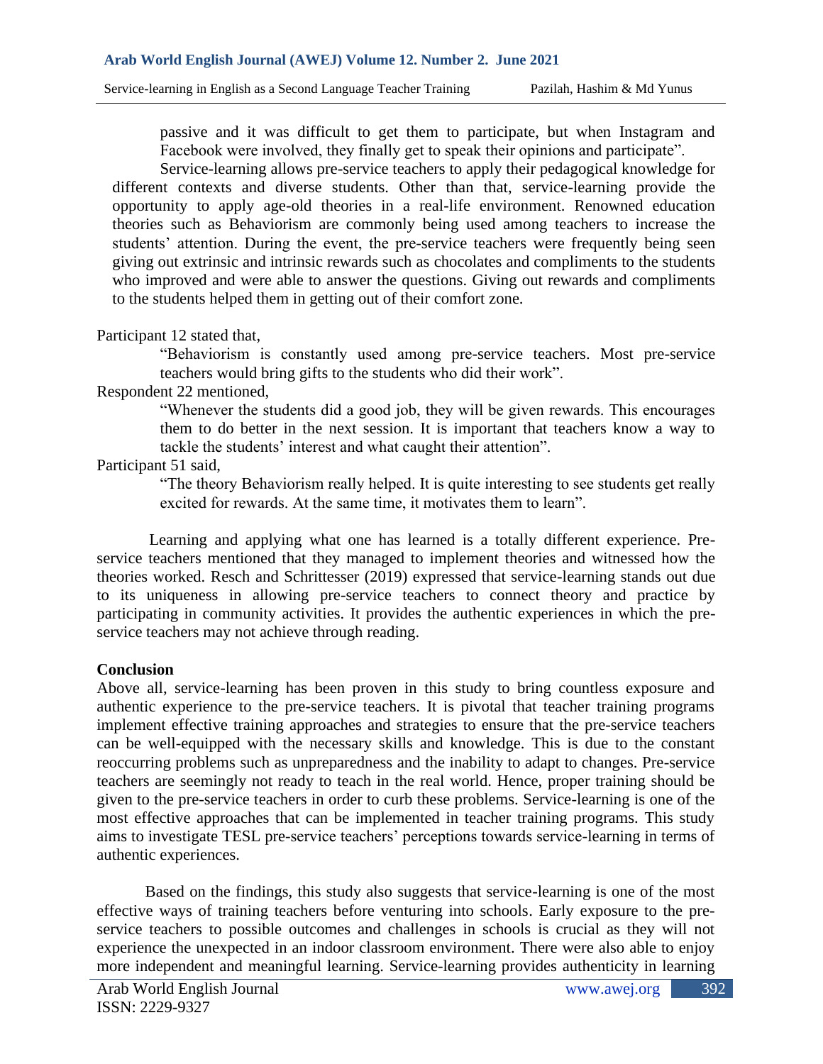> passive and it was difficult to get them to participate, but when Instagram and Facebook were involved, they finally get to speak their opinions and participate".

Service-learning allows pre-service teachers to apply their pedagogical knowledge for different contexts and diverse students. Other than that, service-learning provide the opportunity to apply age-old theories in a real-life environment. Renowned education theories such as Behaviorism are commonly being used among teachers to increase the students' attention. During the event, the pre-service teachers were frequently being seen giving out extrinsic and intrinsic rewards such as chocolates and compliments to the students who improved and were able to answer the questions. Giving out rewards and compliments to the students helped them in getting out of their comfort zone.

Participant 12 stated that,

> "Behaviorism is constantly used among pre-service teachers. Most pre-service teachers would bring gifts to the students who did their work".

Respondent 22 mentioned,

> "Whenever the students did a good job, they will be given rewards. This encourages them to do better in the next session. It is important that teachers know a way to tackle the students' interest and what caught their attention".

Participant 51 said,

> "The theory Behaviorism really helped. It is quite interesting to see students get really excited for rewards. At the same time, it motivates them to learn".

Learning and applying what one has learned is a totally different experience. Pre-service teachers mentioned that they managed to implement theories and witnessed how the theories worked. Resch and Schrittesser (2019) expressed that service-learning stands out due to its uniqueness in allowing pre-service teachers to connect theory and practice by participating in community activities. It provides the authentic experiences in which the pre-service teachers may not achieve through reading.

**Conclusion**

Above all, service-learning has been proven in this study to bring countless exposure and authentic experience to the pre-service teachers. It is pivotal that teacher training programs implement effective training approaches and strategies to ensure that the pre-service teachers can be well-equipped with the necessary skills and knowledge. This is due to the constant reoccurring problems such as unpreparedness and the inability to adapt to changes. Pre-service teachers are seemingly not ready to teach in the real world. Hence, proper training should be given to the pre-service teachers in order to curb these problems. Service-learning is one of the most effective approaches that can be implemented in teacher training programs. This study aims to investigate TESL pre-service teachers' perceptions towards service-learning in terms of authentic experiences.

Based on the findings, this study also suggests that service-learning is one of the most effective ways of training teachers before venturing into schools. Early exposure to the pre-service teachers to possible outcomes and challenges in schools is crucial as they will not experience the unexpected in an indoor classroom environment. There were also able to enjoy more independent and meaningful learning. Service-learning provides authenticity in learning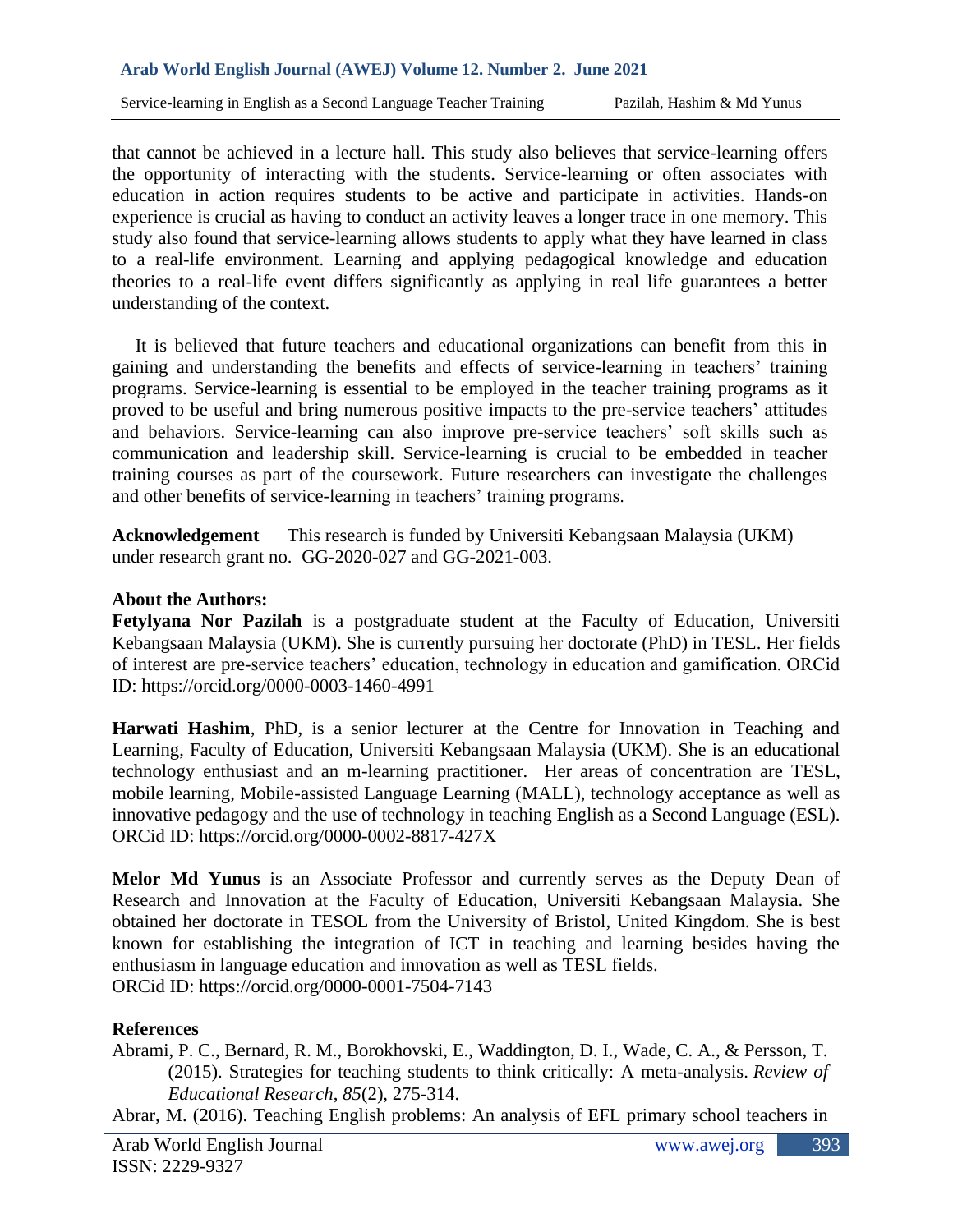that cannot be achieved in a lecture hall. This study also believes that service-learning offers the opportunity of interacting with the students. Service-learning or often associates with education in action requires students to be active and participate in activities. Hands-on experience is crucial as having to conduct an activity leaves a longer trace in one memory. This study also found that service-learning allows students to apply what they have learned in class to a real-life environment. Learning and applying pedagogical knowledge and education theories to a real-life event differs significantly as applying in real life guarantees a better understanding of the context.

It is believed that future teachers and educational organizations can benefit from this in gaining and understanding the benefits and effects of service-learning in teachers' training programs. Service-learning is essential to be employed in the teacher training programs as it proved to be useful and bring numerous positive impacts to the pre-service teachers' attitudes and behaviors. Service-learning can also improve pre-service teachers' soft skills such as communication and leadership skill. Service-learning is crucial to be embedded in teacher training courses as part of the coursework. Future researchers can investigate the challenges and other benefits of service-learning in teachers' training programs.

**Acknowledgement** This research is funded by Universiti Kebangsaan Malaysia (UKM) under research grant no. GG-2020-027 and GG-2021-003.

**About the Authors:**

**Fetylyana Nor Pazilah** is a postgraduate student at the Faculty of Education, Universiti Kebangsaan Malaysia (UKM). She is currently pursuing her doctorate (PhD) in TESL. Her fields of interest are pre-service teachers' education, technology in education and gamification. ORCid ID: https://orcid.org/0000-0003-1460-4991

**Harwati Hashim**, PhD, is a senior lecturer at the Centre for Innovation in Teaching and Learning, Faculty of Education, Universiti Kebangsaan Malaysia (UKM). She is an educational technology enthusiast and an m-learning practitioner. Her areas of concentration are TESL, mobile learning, Mobile-assisted Language Learning (MALL), technology acceptance as well as innovative pedagogy and the use of technology in teaching English as a Second Language (ESL). ORCid ID: https://orcid.org/0000-0002-8817-427X

**Melor Md Yunus** is an Associate Professor and currently serves as the Deputy Dean of Research and Innovation at the Faculty of Education, Universiti Kebangsaan Malaysia. She obtained her doctorate in TESOL from the University of Bristol, United Kingdom. She is best known for establishing the integration of ICT in teaching and learning besides having the enthusiasm in language education and innovation as well as TESL fields.
ORCid ID: https://orcid.org/0000-0001-7504-7143

**References**

Abrami, P. C., Bernard, R. M., Borokhovski, E., Waddington, D. I., Wade, C. A., & Persson, T. (2015). Strategies for teaching students to think critically: A meta-analysis. *Review of Educational Research*, *85*(2), 275-314.

Abrar, M. (2016). Teaching English problems: An analysis of EFL primary school teachers in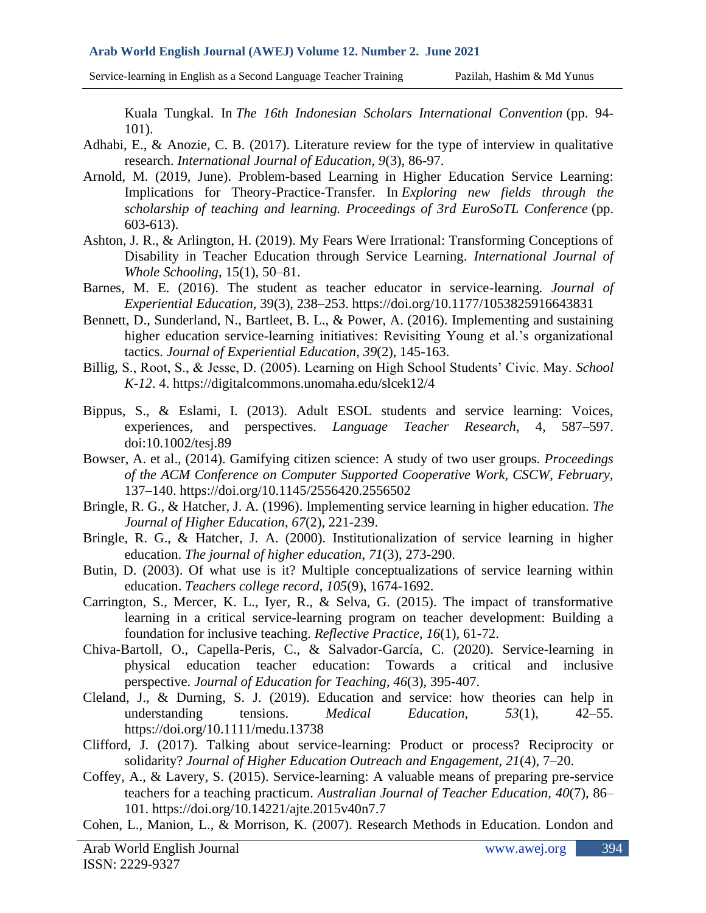Kuala Tungkal. In *The 16th Indonesian Scholars International Convention* (pp. 94-101).

Adhabi, E., & Anozie, C. B. (2017). Literature review for the type of interview in qualitative research. *International Journal of Education*, *9*(3), 86-97.

Arnold, M. (2019, June). Problem-based Learning in Higher Education Service Learning: Implications for Theory-Practice-Transfer. In *Exploring new fields through the scholarship of teaching and learning. Proceedings of 3rd EuroSoTL Conference* (pp. 603-613).

Ashton, J. R., & Arlington, H. (2019). My Fears Were Irrational: Transforming Conceptions of Disability in Teacher Education through Service Learning. *International Journal of Whole Schooling*, 15(1), 50–81.

Barnes, M. E. (2016). The student as teacher educator in service-learning. *Journal of Experiential Education*, 39(3), 238–253. https://doi.org/10.1177/1053825916643831

Bennett, D., Sunderland, N., Bartleet, B. L., & Power, A. (2016). Implementing and sustaining higher education service-learning initiatives: Revisiting Young et al.'s organizational tactics. *Journal of Experiential Education*, *39*(2), 145-163.

Billig, S., Root, S., & Jesse, D. (2005). Learning on High School Students' Civic. May. *School K-12*. 4. https://digitalcommons.unomaha.edu/slcek12/4

Bippus, S., & Eslami, I. (2013). Adult ESOL students and service learning: Voices, experiences, and perspectives. *Language Teacher Research*, 4, 587–597. doi:10.1002/tesj.89

Bowser, A. et al., (2014). Gamifying citizen science: A study of two user groups. *Proceedings of the ACM Conference on Computer Supported Cooperative Work, CSCW, February*, 137–140. https://doi.org/10.1145/2556420.2556502

Bringle, R. G., & Hatcher, J. A. (1996). Implementing service learning in higher education. *The Journal of Higher Education*, *67*(2), 221-239.

Bringle, R. G., & Hatcher, J. A. (2000). Institutionalization of service learning in higher education. *The journal of higher education*, *71*(3), 273-290.

Butin, D. (2003). Of what use is it? Multiple conceptualizations of service learning within education. *Teachers college record*, *105*(9), 1674-1692.

Carrington, S., Mercer, K. L., Iyer, R., & Selva, G. (2015). The impact of transformative learning in a critical service-learning program on teacher development: Building a foundation for inclusive teaching. *Reflective Practice*, *16*(1), 61-72.

Chiva-Bartoll, O., Capella-Peris, C., & Salvador-García, C. (2020). Service-learning in physical education teacher education: Towards a critical and inclusive perspective. *Journal of Education for Teaching*, *46*(3), 395-407.

Cleland, J., & Durning, S. J. (2019). Education and service: how theories can help in understanding tensions. *Medical Education*, *53*(1), 42–55. https://doi.org/10.1111/medu.13738

Clifford, J. (2017). Talking about service-learning: Product or process? Reciprocity or solidarity? *Journal of Higher Education Outreach and Engagement*, *21*(4), 7–20.

Coffey, A., & Lavery, S. (2015). Service-learning: A valuable means of preparing pre-service teachers for a teaching practicum. *Australian Journal of Teacher Education*, *40*(7), 86–101. https://doi.org/10.14221/ajte.2015v40n7.7

Cohen, L., Manion, L., & Morrison, K. (2007). Research Methods in Education. London and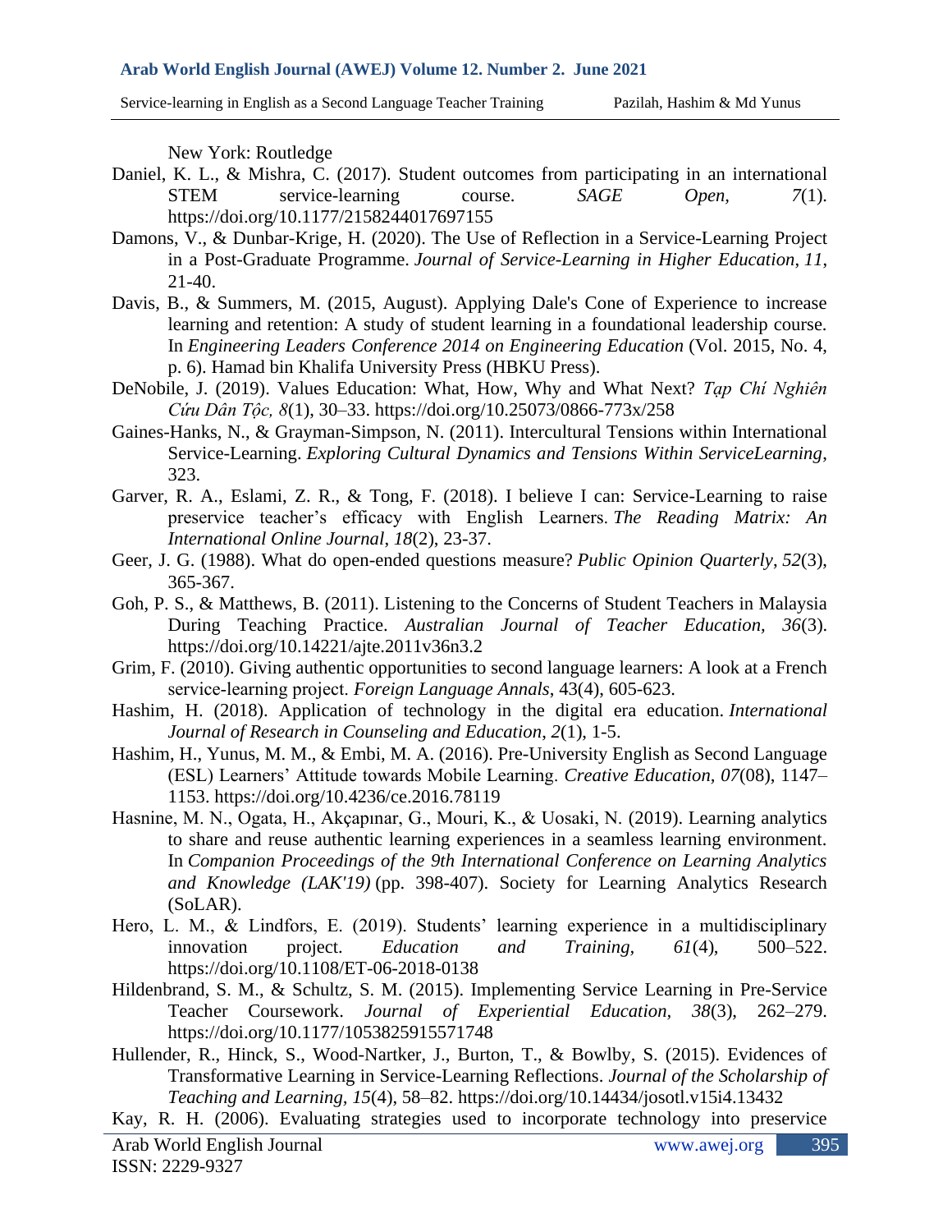New York: Routledge

Daniel, K. L., & Mishra, C. (2017). Student outcomes from participating in an international STEM service-learning course. *SAGE Open, 7*(1). https://doi.org/10.1177/2158244017697155

Damons, V., & Dunbar-Krige, H. (2020). The Use of Reflection in a Service-Learning Project in a Post-Graduate Programme. *Journal of Service-Learning in Higher Education*, *11*, 21-40.

Davis, B., & Summers, M. (2015, August). Applying Dale's Cone of Experience to increase learning and retention: A study of student learning in a foundational leadership course. In *Engineering Leaders Conference 2014 on Engineering Education* (Vol. 2015, No. 4, p. 6). Hamad bin Khalifa University Press (HBKU Press).

DeNobile, J. (2019). Values Education: What, How, Why and What Next? *Tạp Chí Nghiên Cứu Dân Tộc, 8*(1), 30–33. https://doi.org/10.25073/0866-773x/258

Gaines-Hanks, N., & Grayman-Simpson, N. (2011). Intercultural Tensions within International Service-Learning. *Exploring Cultural Dynamics and Tensions Within ServiceLearning*, 323.

Garver, R. A., Eslami, Z. R., & Tong, F. (2018). I believe I can: Service-Learning to raise preservice teacher's efficacy with English Learners. *The Reading Matrix: An International Online Journal*, *18*(2), 23-37.

Geer, J. G. (1988). What do open-ended questions measure? *Public Opinion Quarterly*, *52*(3), 365-367.

Goh, P. S., & Matthews, B. (2011). Listening to the Concerns of Student Teachers in Malaysia During Teaching Practice. *Australian Journal of Teacher Education, 36*(3). https://doi.org/10.14221/ajte.2011v36n3.2

Grim, F. (2010). Giving authentic opportunities to second language learners: A look at a French service-learning project. *Foreign Language Annals*, 43(4), 605-623.

Hashim, H. (2018). Application of technology in the digital era education. *International Journal of Research in Counseling and Education*, *2*(1), 1-5.

Hashim, H., Yunus, M. M., & Embi, M. A. (2016). Pre-University English as Second Language (ESL) Learners' Attitude towards Mobile Learning. *Creative Education, 07*(08), 1147–1153. https://doi.org/10.4236/ce.2016.78119

Hasnine, M. N., Ogata, H., Akçapınar, G., Mouri, K., & Uosaki, N. (2019). Learning analytics to share and reuse authentic learning experiences in a seamless learning environment. In *Companion Proceedings of the 9th International Conference on Learning Analytics and Knowledge (LAK'19)* (pp. 398-407). Society for Learning Analytics Research (SoLAR).

Hero, L. M., & Lindfors, E. (2019). Students' learning experience in a multidisciplinary innovation project. *Education and Training, 61*(4), 500–522. https://doi.org/10.1108/ET-06-2018-0138

Hildenbrand, S. M., & Schultz, S. M. (2015). Implementing Service Learning in Pre-Service Teacher Coursework. *Journal of Experiential Education, 38*(3), 262–279. https://doi.org/10.1177/1053825915571748

Hullender, R., Hinck, S., Wood-Nartker, J., Burton, T., & Bowlby, S. (2015). Evidences of Transformative Learning in Service-Learning Reflections. *Journal of the Scholarship of Teaching and Learning, 15*(4), 58–82. https://doi.org/10.14434/josotl.v15i4.13432

Kay, R. H. (2006). Evaluating strategies used to incorporate technology into preservice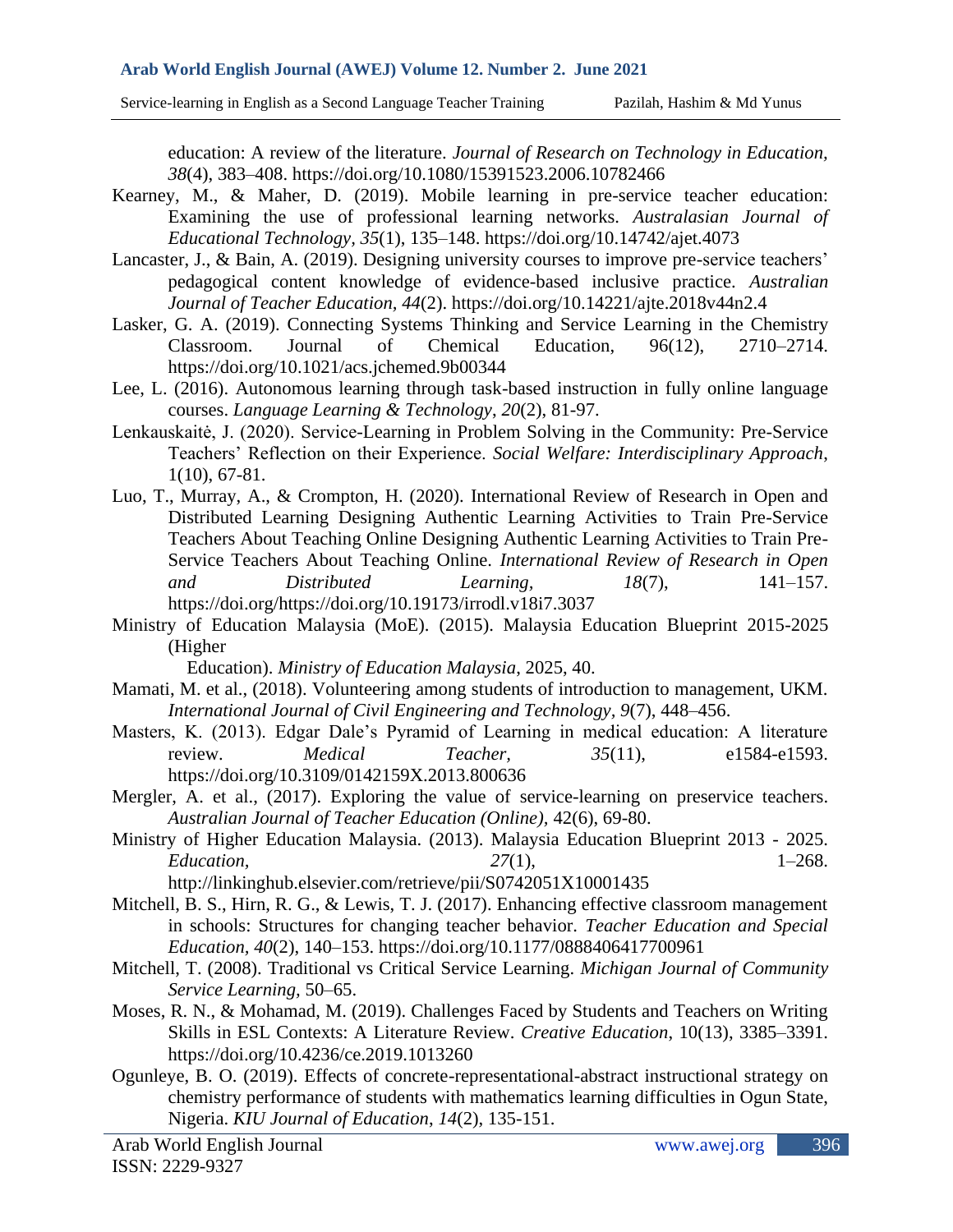education: A review of the literature. *Journal of Research on Technology in Education, 38*(4), 383–408. https://doi.org/10.1080/15391523.2006.10782466

Kearney, M., & Maher, D. (2019). Mobile learning in pre-service teacher education: Examining the use of professional learning networks. *Australasian Journal of Educational Technology*, *35*(1), 135–148. https://doi.org/10.14742/ajet.4073

Lancaster, J., & Bain, A. (2019). Designing university courses to improve pre-service teachers' pedagogical content knowledge of evidence-based inclusive practice. *Australian Journal of Teacher Education, 44*(2). https://doi.org/10.14221/ajte.2018v44n2.4

Lasker, G. A. (2019). Connecting Systems Thinking and Service Learning in the Chemistry Classroom. Journal of Chemical Education, 96(12), 2710–2714. https://doi.org/10.1021/acs.jchemed.9b00344

Lee, L. (2016). Autonomous learning through task-based instruction in fully online language courses. *Language Learning & Technology*, *20*(2), 81-97.

Lenkauskaitė, J. (2020). Service-Learning in Problem Solving in the Community: Pre-Service Teachers' Reflection on their Experience. *Social Welfare: Interdisciplinary Approach*, 1(10), 67-81.

Luo, T., Murray, A., & Crompton, H. (2020). International Review of Research in Open and Distributed Learning Designing Authentic Learning Activities to Train Pre-Service Teachers About Teaching Online Designing Authentic Learning Activities to Train Pre-Service Teachers About Teaching Online. *International Review of Research in Open and Distributed Learning*, *18*(7), 141–157. https://doi.org/https://doi.org/10.19173/irrodl.v18i7.3037

Ministry of Education Malaysia (MoE). (2015). Malaysia Education Blueprint 2015-2025 (Higher Education). *Ministry of Education Malaysia*, 2025, 40.

Mamati, M. et al., (2018). Volunteering among students of introduction to management, UKM. *International Journal of Civil Engineering and Technology*, *9*(7), 448–456.

Masters, K. (2013). Edgar Dale's Pyramid of Learning in medical education: A literature review. *Medical Teacher*, *35*(11), e1584-e1593. https://doi.org/10.3109/0142159X.2013.800636

Mergler, A. et al., (2017). Exploring the value of service-learning on preservice teachers. *Australian Journal of Teacher Education (Online)*, 42(6), 69-80.

Ministry of Higher Education Malaysia. (2013). Malaysia Education Blueprint 2013 - 2025. *Education,* *27*(1), 1–268. http://linkinghub.elsevier.com/retrieve/pii/S0742051X10001435

Mitchell, B. S., Hirn, R. G., & Lewis, T. J. (2017). Enhancing effective classroom management in schools: Structures for changing teacher behavior. *Teacher Education and Special Education*, *40*(2), 140–153. https://doi.org/10.1177/0888406417700961

Mitchell, T. (2008). Traditional vs Critical Service Learning. *Michigan Journal of Community Service Learning,* 50–65.

Moses, R. N., & Mohamad, M. (2019). Challenges Faced by Students and Teachers on Writing Skills in ESL Contexts: A Literature Review. *Creative Education*, 10(13), 3385–3391. https://doi.org/10.4236/ce.2019.1013260

Ogunleye, B. O. (2019). Effects of concrete-representational-abstract instructional strategy on chemistry performance of students with mathematics learning difficulties in Ogun State, Nigeria. *KIU Journal of Education*, *14*(2), 135-151.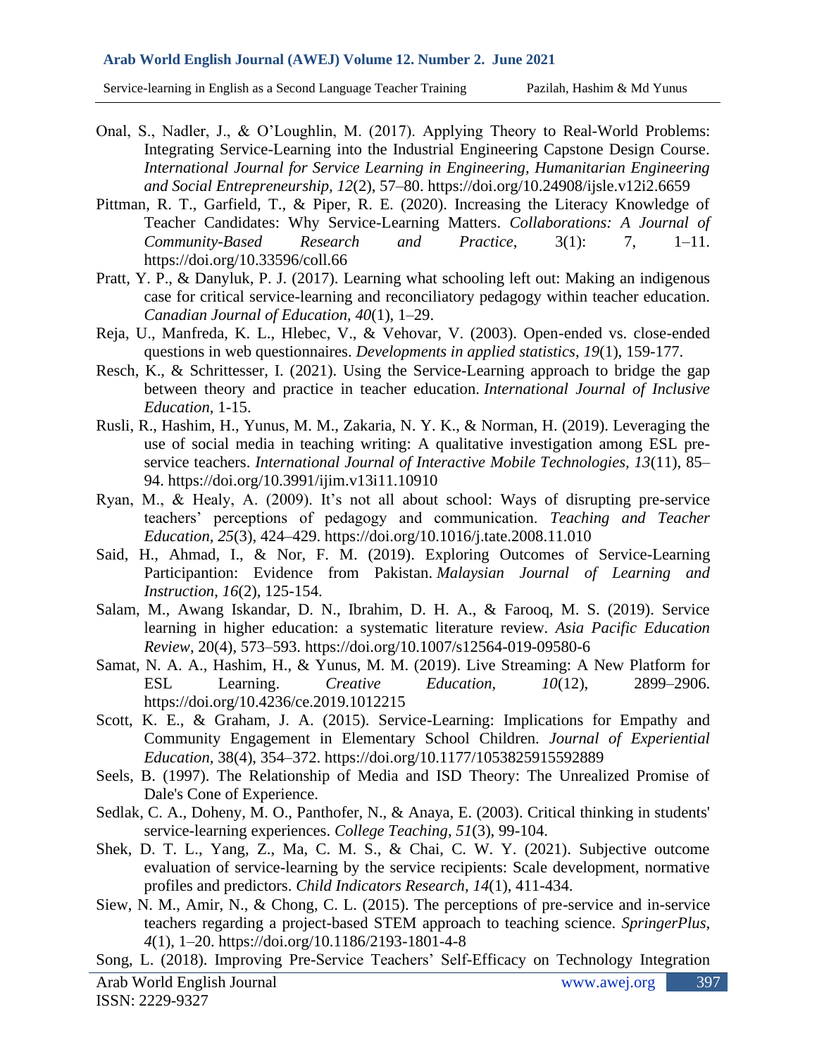Onal, S., Nadler, J., & O'Loughlin, M. (2017). Applying Theory to Real-World Problems: Integrating Service-Learning into the Industrial Engineering Capstone Design Course. *International Journal for Service Learning in Engineering, Humanitarian Engineering and Social Entrepreneurship, 12*(2), 57–80. https://doi.org/10.24908/ijsle.v12i2.6659

Pittman, R. T., Garfield, T., & Piper, R. E. (2020). Increasing the Literacy Knowledge of Teacher Candidates: Why Service-Learning Matters. *Collaborations: A Journal of Community-Based Research and Practice*, 3(1): 7, 1–11. https://doi.org/10.33596/coll.66

Pratt, Y. P., & Danyluk, P. J. (2017). Learning what schooling left out: Making an indigenous case for critical service-learning and reconciliatory pedagogy within teacher education. *Canadian Journal of Education, 40*(1), 1–29.

Reja, U., Manfreda, K. L., Hlebec, V., & Vehovar, V. (2003). Open-ended vs. close-ended questions in web questionnaires. *Developments in applied statistics*, *19*(1), 159-177.

Resch, K., & Schrittesser, I. (2021). Using the Service-Learning approach to bridge the gap between theory and practice in teacher education. *International Journal of Inclusive Education*, 1-15.

Rusli, R., Hashim, H., Yunus, M. M., Zakaria, N. Y. K., & Norman, H. (2019). Leveraging the use of social media in teaching writing: A qualitative investigation among ESL pre-service teachers. *International Journal of Interactive Mobile Technologies, 13*(11), 85–94. https://doi.org/10.3991/ijim.v13i11.10910

Ryan, M., & Healy, A. (2009). It's not all about school: Ways of disrupting pre-service teachers' perceptions of pedagogy and communication. *Teaching and Teacher Education*, *25*(3), 424–429. https://doi.org/10.1016/j.tate.2008.11.010

Said, H., Ahmad, I., & Nor, F. M. (2019). Exploring Outcomes of Service-Learning Participantion: Evidence from Pakistan. *Malaysian Journal of Learning and Instruction*, *16*(2), 125-154.

Salam, M., Awang Iskandar, D. N., Ibrahim, D. H. A., & Farooq, M. S. (2019). Service learning in higher education: a systematic literature review. *Asia Pacific Education Review*, 20(4), 573–593. https://doi.org/10.1007/s12564-019-09580-6

Samat, N. A. A., Hashim, H., & Yunus, M. M. (2019). Live Streaming: A New Platform for ESL Learning. *Creative Education*, *10*(12), 2899–2906. https://doi.org/10.4236/ce.2019.1012215

Scott, K. E., & Graham, J. A. (2015). Service-Learning: Implications for Empathy and Community Engagement in Elementary School Children. *Journal of Experiential Education*, 38(4), 354–372. https://doi.org/10.1177/1053825915592889

Seels, B. (1997). The Relationship of Media and ISD Theory: The Unrealized Promise of Dale's Cone of Experience.

Sedlak, C. A., Doheny, M. O., Panthofer, N., & Anaya, E. (2003). Critical thinking in students' service-learning experiences. *College Teaching*, *51*(3), 99-104.

Shek, D. T. L., Yang, Z., Ma, C. M. S., & Chai, C. W. Y. (2021). Subjective outcome evaluation of service-learning by the service recipients: Scale development, normative profiles and predictors. *Child Indicators Research*, *14*(1), 411-434.

Siew, N. M., Amir, N., & Chong, C. L. (2015). The perceptions of pre-service and in-service teachers regarding a project-based STEM approach to teaching science. *SpringerPlus*, *4*(1), 1–20. https://doi.org/10.1186/2193-1801-4-8

Song, L. (2018). Improving Pre-Service Teachers' Self-Efficacy on Technology Integration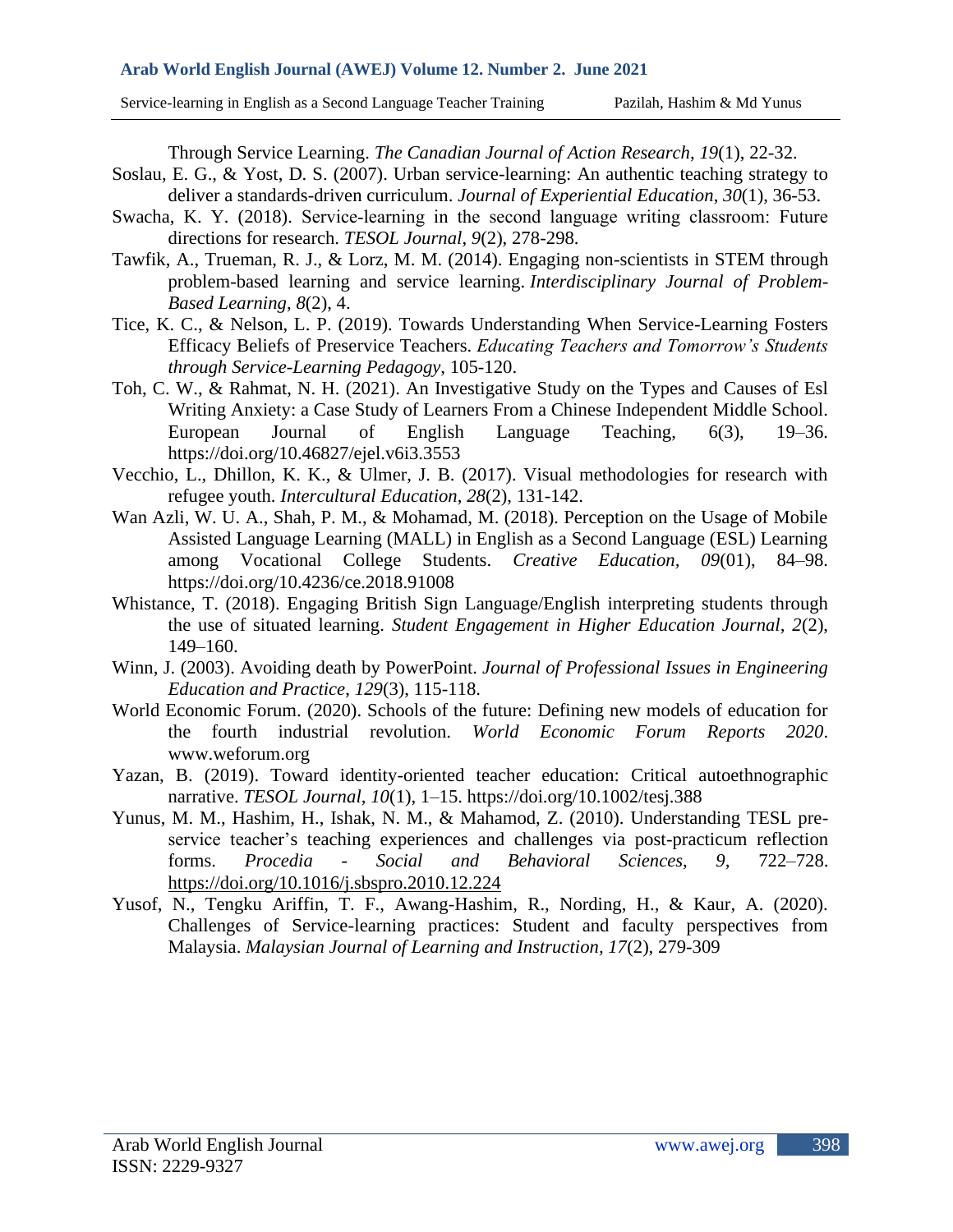Through Service Learning. *The Canadian Journal of Action Research*, *19*(1), 22-32.

Soslau, E. G., & Yost, D. S. (2007). Urban service-learning: An authentic teaching strategy to deliver a standards-driven curriculum. *Journal of Experiential Education*, *30*(1), 36-53.

Swacha, K. Y. (2018). Service-learning in the second language writing classroom: Future directions for research. *TESOL Journal*, *9*(2), 278-298.

Tawfik, A., Trueman, R. J., & Lorz, M. M. (2014). Engaging non-scientists in STEM through problem-based learning and service learning. *Interdisciplinary Journal of Problem-Based Learning*, *8*(2), 4.

Tice, K. C., & Nelson, L. P. (2019). Towards Understanding When Service-Learning Fosters Efficacy Beliefs of Preservice Teachers. *Educating Teachers and Tomorrow's Students through Service-Learning Pedagogy*, 105-120.

Toh, C. W., & Rahmat, N. H. (2021). An Investigative Study on the Types and Causes of Esl Writing Anxiety: a Case Study of Learners From a Chinese Independent Middle School. European Journal of English Language Teaching, 6(3), 19–36. https://doi.org/10.46827/ejel.v6i3.3553

Vecchio, L., Dhillon, K. K., & Ulmer, J. B. (2017). Visual methodologies for research with refugee youth. *Intercultural Education*, *28*(2), 131-142.

Wan Azli, W. U. A., Shah, P. M., & Mohamad, M. (2018). Perception on the Usage of Mobile Assisted Language Learning (MALL) in English as a Second Language (ESL) Learning among Vocational College Students. *Creative Education*, *09*(01), 84–98. https://doi.org/10.4236/ce.2018.91008

Whistance, T. (2018). Engaging British Sign Language/English interpreting students through the use of situated learning. *Student Engagement in Higher Education Journal*, *2*(2), 149–160.

Winn, J. (2003). Avoiding death by PowerPoint. *Journal of Professional Issues in Engineering Education and Practice*, *129*(3), 115-118.

World Economic Forum. (2020). Schools of the future: Defining new models of education for the fourth industrial revolution. *World Economic Forum Reports 2020*. www.weforum.org

Yazan, B. (2019). Toward identity-oriented teacher education: Critical autoethnographic narrative. *TESOL Journal*, *10*(1), 1–15. https://doi.org/10.1002/tesj.388

Yunus, M. M., Hashim, H., Ishak, N. M., & Mahamod, Z. (2010). Understanding TESL pre-service teacher's teaching experiences and challenges via post-practicum reflection forms. *Procedia - Social and Behavioral Sciences, 9*, 722–728. https://doi.org/10.1016/j.sbspro.2010.12.224

Yusof, N., Tengku Ariffin, T. F., Awang-Hashim, R., Nording, H., & Kaur, A. (2020). Challenges of Service-learning practices: Student and faculty perspectives from Malaysia. *Malaysian Journal of Learning and Instruction, 17*(2), 279-309